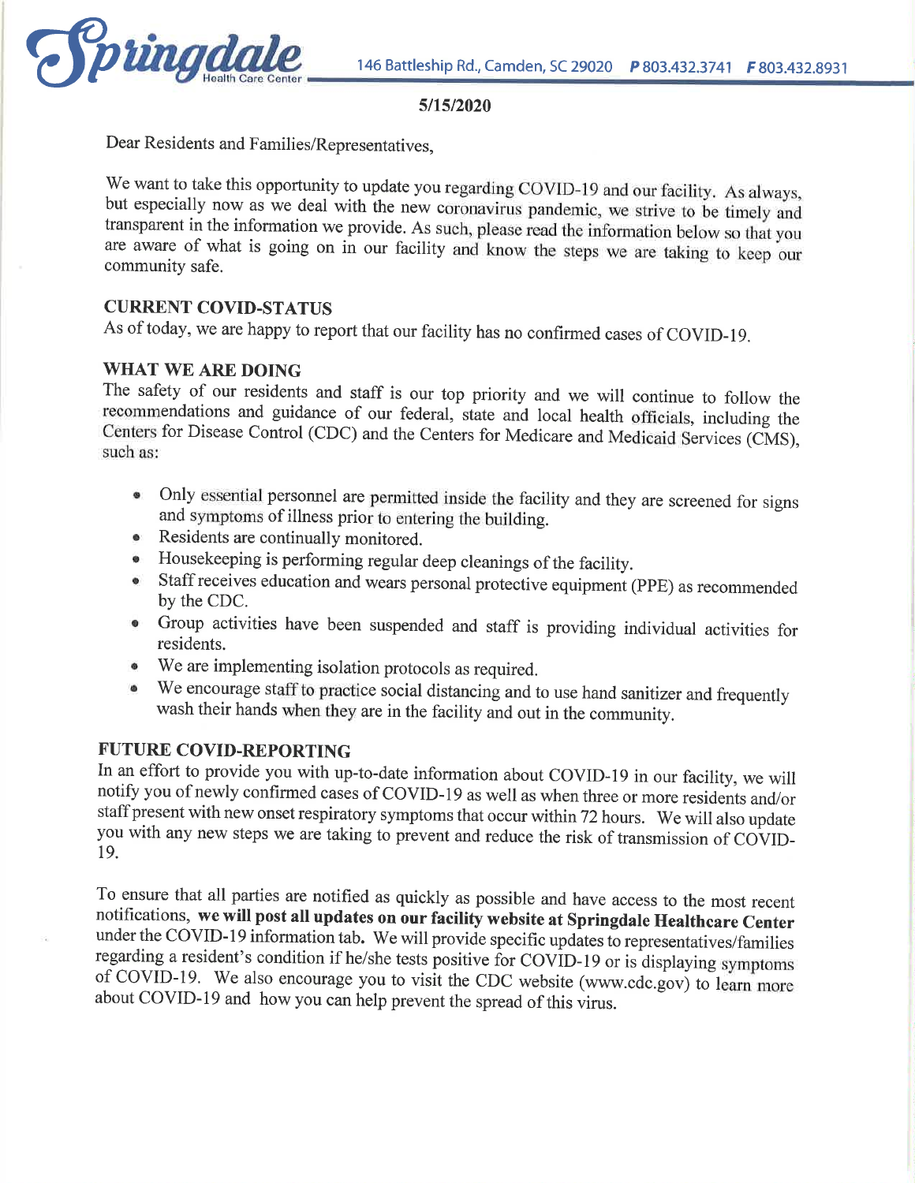**Springdale** Health Care Center 146 Battleship Rd., Camden, SC 29020 **P** 803.432.3741 **F** 803.432.8931

**5/15/2020**

Dear Residents and Families/Representatives,

We want to take this opportunity to update you regarding COVID-19 and our facility. As always, but especially now as we deal with the new coronavirus pandemic, we strive to be timely and transparent in the information we provide. As such, please read the information below so that you are aware of what is going on in our facility and know the steps we are taking to keep our community safe.

**CURRENT COVID-STATUS**

As of today, we are happy to report that our facility has no confirmed cases of COVID-19.

**WHAT WE ARE DOING**

The safety of our residents and staff is our top priority and we will continue to follow the recommendations and guidance of our federal, state and local health officials, including the Centers for Disease Control (CDC) and the Centers for Medicare and Medicaid Services (CMS), such as:

- Only essential personnel are permitted inside the facility and they are screened for signs and symptoms of illness prior to entering the building.
- Residents are continually monitored.
- Housekeeping is performing regular deep cleanings of the facility.
- Staff receives education and wears personal protective equipment (PPE) as recommended by the CDC.
- Group activities have been suspended and staff is providing individual activities for residents.
- We are implementing isolation protocols as required.
- We encourage staff to practice social distancing and to use hand sanitizer and frequently wash their hands when they are in the facility and out in the community.

**FUTURE COVID-REPORTING**

In an effort to provide you with up-to-date information about COVID-19 in our facility, we will notify you of newly confirmed cases of COVID-19 as well as when three or more residents and/or staff present with new onset respiratory symptoms that occur within 72 hours. We will also update you with any new steps we are taking to prevent and reduce the risk of transmission of COVID-19.

To ensure that all parties are notified as quickly as possible and have access to the most recent notifications, **we will post all updates on our facility website at Springdale Healthcare Center** under the COVID-19 information tab. We will provide specific updates to representatives/families regarding a resident's condition if he/she tests positive for COVID-19 or is displaying symptoms of COVID-19. We also encourage you to visit the CDC website (www.cdc.gov) to learn more about COVID-19 and how you can help prevent the spread of this virus.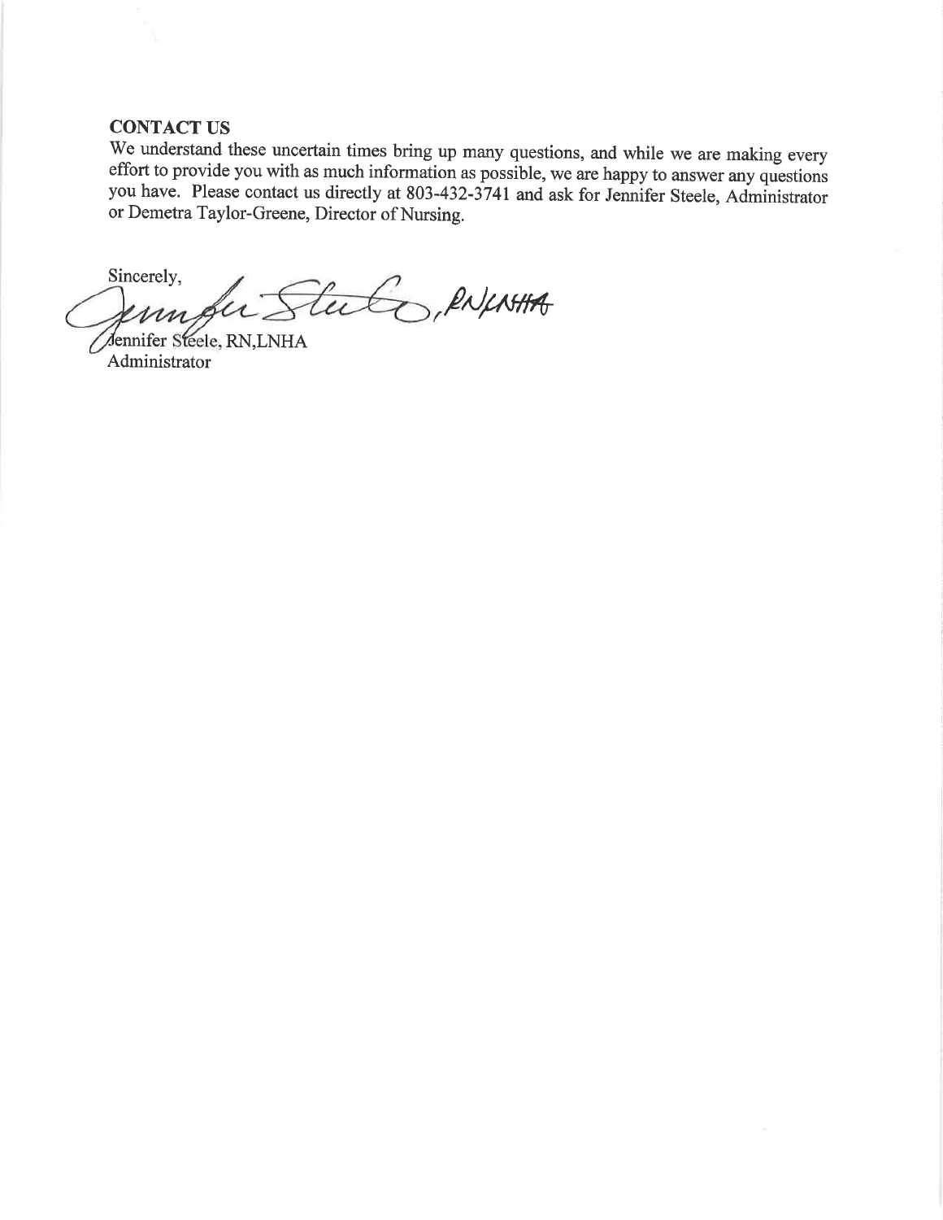## CONTACT US

We understand these uncertain times bring up many questions, and while we are making every effort to provide you with as much information as possible, we are happy to answer any questions you have. Please contact us directly at 803-432-3741 and ask for Jennifer Steele, Administrator or Demetra Taylor-Greene, Director of Nursing.

Sincerely,

Jennifer Steele, RN,LNHA
Administrator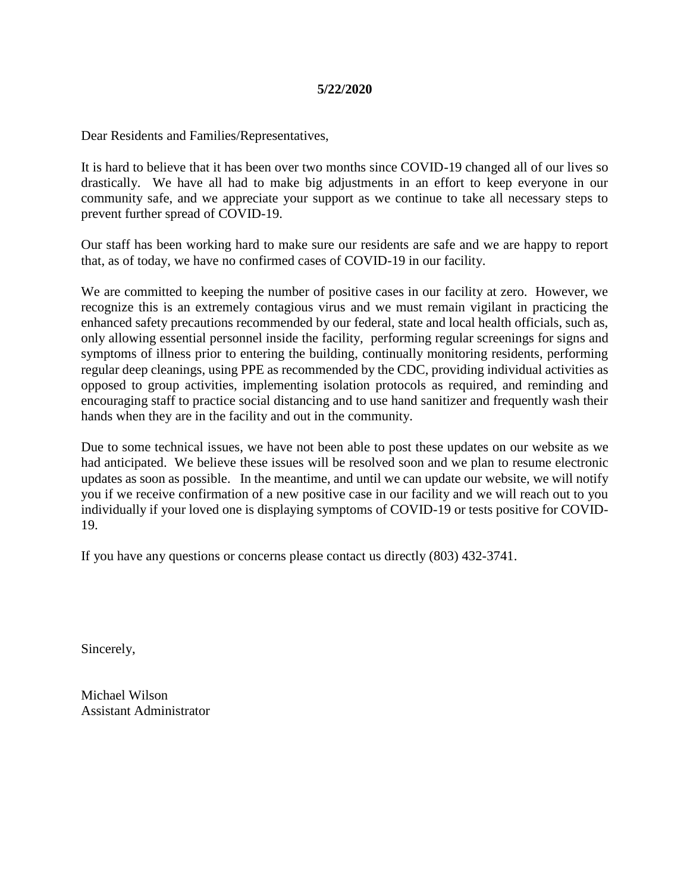**5/22/2020**

Dear Residents and Families/Representatives,

It is hard to believe that it has been over two months since COVID-19 changed all of our lives so drastically. We have all had to make big adjustments in an effort to keep everyone in our community safe, and we appreciate your support as we continue to take all necessary steps to prevent further spread of COVID-19.

Our staff has been working hard to make sure our residents are safe and we are happy to report that, as of today, we have no confirmed cases of COVID-19 in our facility.

We are committed to keeping the number of positive cases in our facility at zero. However, we recognize this is an extremely contagious virus and we must remain vigilant in practicing the enhanced safety precautions recommended by our federal, state and local health officials, such as, only allowing essential personnel inside the facility, performing regular screenings for signs and symptoms of illness prior to entering the building, continually monitoring residents, performing regular deep cleanings, using PPE as recommended by the CDC, providing individual activities as opposed to group activities, implementing isolation protocols as required, and reminding and encouraging staff to practice social distancing and to use hand sanitizer and frequently wash their hands when they are in the facility and out in the community.

Due to some technical issues, we have not been able to post these updates on our website as we had anticipated. We believe these issues will be resolved soon and we plan to resume electronic updates as soon as possible. In the meantime, and until we can update our website, we will notify you if we receive confirmation of a new positive case in our facility and we will reach out to you individually if your loved one is displaying symptoms of COVID-19 or tests positive for COVID-19.

If you have any questions or concerns please contact us directly (803) 432-3741.

Sincerely,

Michael Wilson
Assistant Administrator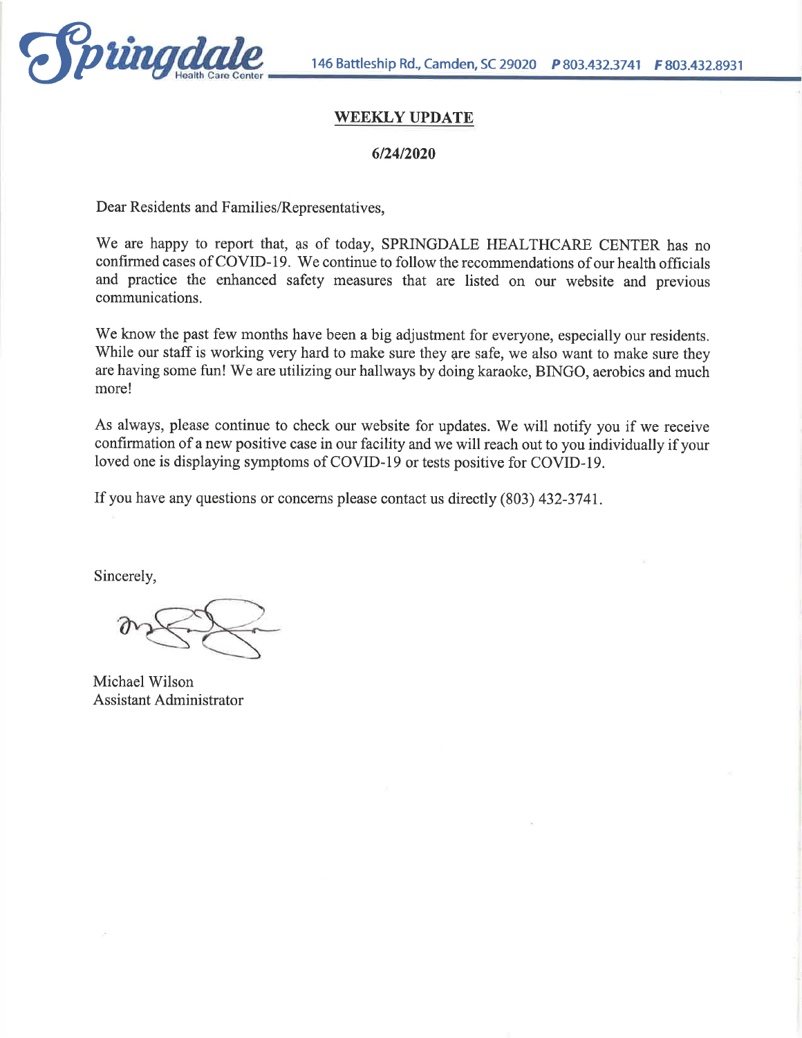Springdale Health Care Center 146 Battleship Rd., Camden, SC 29020 **P** 803.432.3741 **F** 803.432.8931

**WEEKLY UPDATE**

**6/24/2020**

Dear Residents and Families/Representatives,

We are happy to report that, as of today, SPRINGDALE HEALTHCARE CENTER has no confirmed cases of COVID-19. We continue to follow the recommendations of our health officials and practice the enhanced safety measures that are listed on our website and previous communications.

We know the past few months have been a big adjustment for everyone, especially our residents. While our staff is working very hard to make sure they are safe, we also want to make sure they are having some fun! We are utilizing our hallways by doing karaoke, BINGO, aerobics and much more!

As always, please continue to check our website for updates. We will notify you if we receive confirmation of a new positive case in our facility and we will reach out to you individually if your loved one is displaying symptoms of COVID-19 or tests positive for COVID-19.

If you have any questions or concerns please contact us directly (803) 432-3741.

Sincerely,

Michael Wilson
Assistant Administrator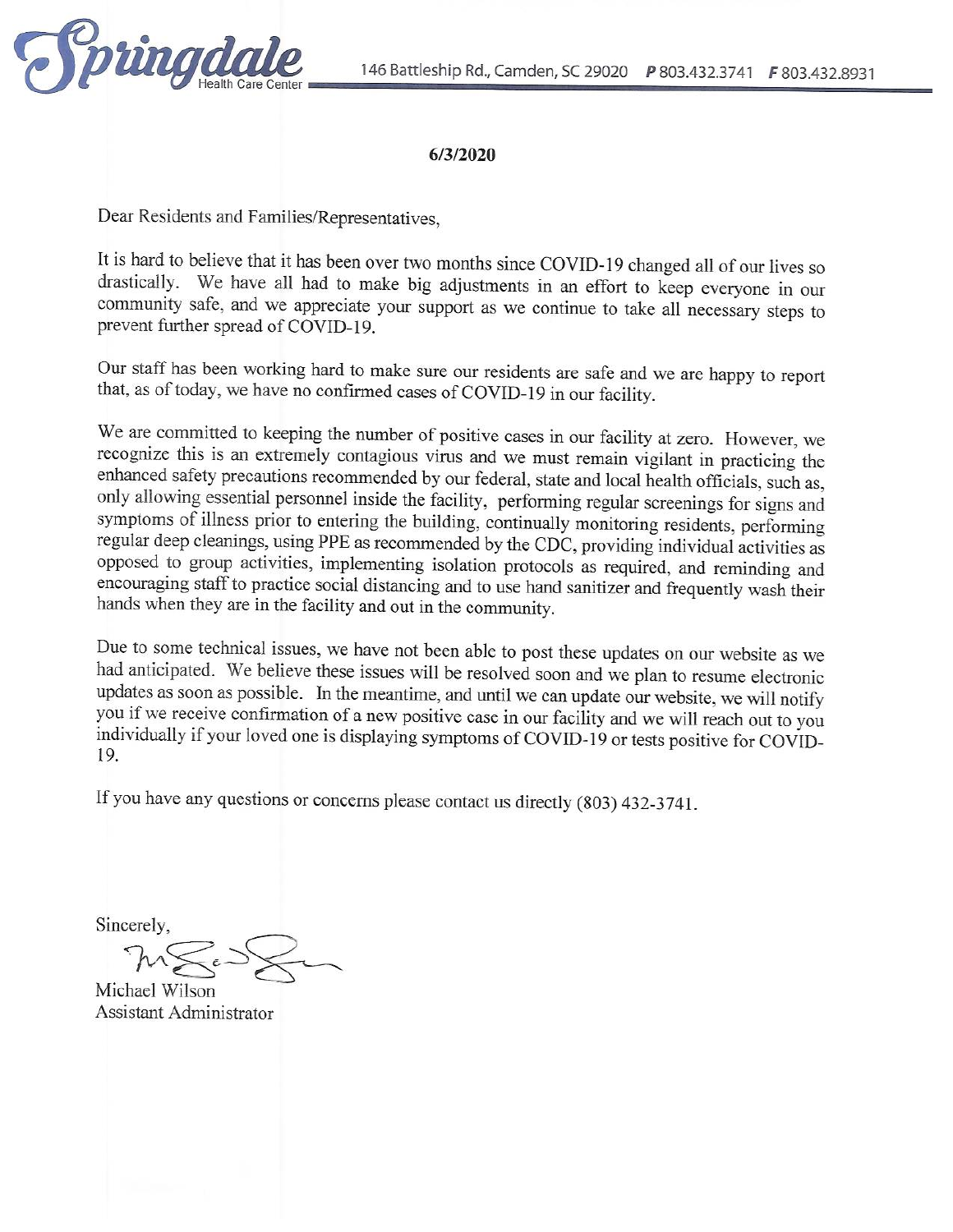Springdale Health Care Center 146 Battleship Rd., Camden, SC 29020 **P** 803.432.3741 **F** 803.432.8931

**6/3/2020**

Dear Residents and Families/Representatives,

It is hard to believe that it has been over two months since COVID-19 changed all of our lives so drastically. We have all had to make big adjustments in an effort to keep everyone in our community safe, and we appreciate your support as we continue to take all necessary steps to prevent further spread of COVID-19.

Our staff has been working hard to make sure our residents are safe and we are happy to report that, as of today, we have no confirmed cases of COVID-19 in our facility.

We are committed to keeping the number of positive cases in our facility at zero. However, we recognize this is an extremely contagious virus and we must remain vigilant in practicing the enhanced safety precautions recommended by our federal, state and local health officials, such as, only allowing essential personnel inside the facility, performing regular screenings for signs and symptoms of illness prior to entering the building, continually monitoring residents, performing regular deep cleanings, using PPE as recommended by the CDC, providing individual activities as opposed to group activities, implementing isolation protocols as required, and reminding and encouraging staff to practice social distancing and to use hand sanitizer and frequently wash their hands when they are in the facility and out in the community.

Due to some technical issues, we have not been able to post these updates on our website as we had anticipated. We believe these issues will be resolved soon and we plan to resume electronic updates as soon as possible. In the meantime, and until we can update our website, we will notify you if we receive confirmation of a new positive case in our facility and we will reach out to you individually if your loved one is displaying symptoms of COVID-19 or tests positive for COVID-19.

If you have any questions or concerns please contact us directly (803) 432-3741.

Sincerely,

Michael Wilson
Assistant Administrator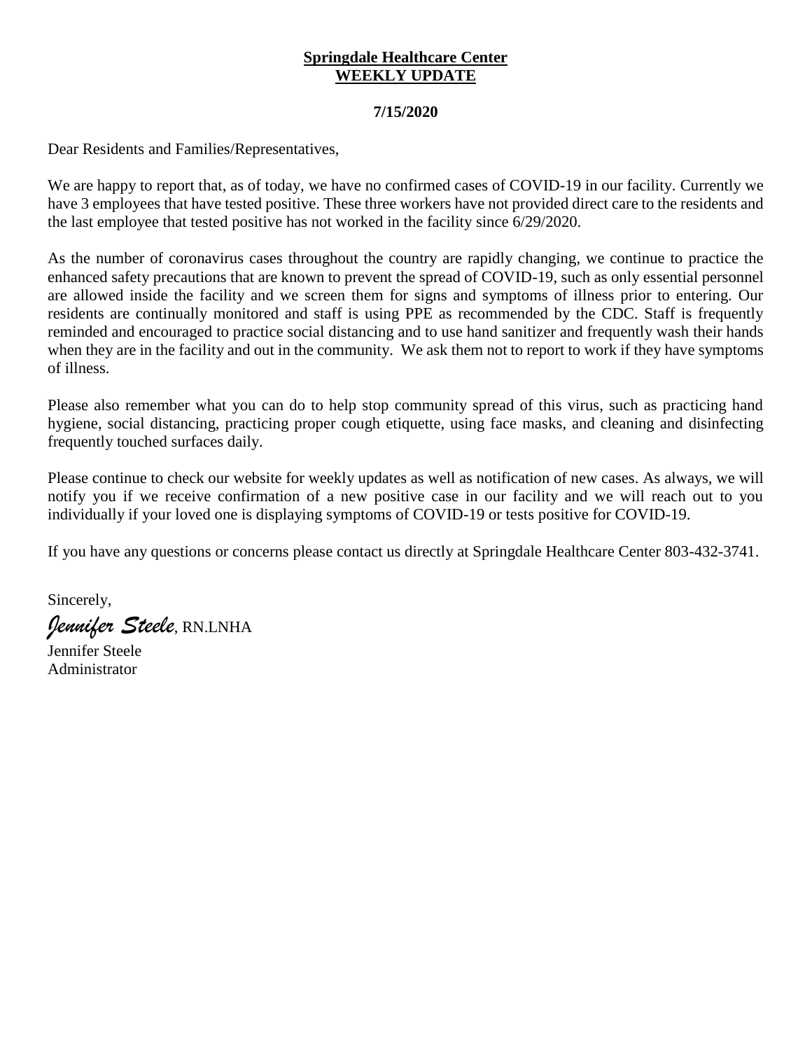**Springdale Healthcare Center**
**WEEKLY UPDATE**

**7/15/2020**

Dear Residents and Families/Representatives,

We are happy to report that, as of today, we have no confirmed cases of COVID-19 in our facility. Currently we have 3 employees that have tested positive. These three workers have not provided direct care to the residents and the last employee that tested positive has not worked in the facility since 6/29/2020.

As the number of coronavirus cases throughout the country are rapidly changing, we continue to practice the enhanced safety precautions that are known to prevent the spread of COVID-19, such as only essential personnel are allowed inside the facility and we screen them for signs and symptoms of illness prior to entering. Our residents are continually monitored and staff is using PPE as recommended by the CDC. Staff is frequently reminded and encouraged to practice social distancing and to use hand sanitizer and frequently wash their hands when they are in the facility and out in the community. We ask them not to report to work if they have symptoms of illness.

Please also remember what you can do to help stop community spread of this virus, such as practicing hand hygiene, social distancing, practicing proper cough etiquette, using face masks, and cleaning and disinfecting frequently touched surfaces daily.

Please continue to check our website for weekly updates as well as notification of new cases. As always, we will notify you if we receive confirmation of a new positive case in our facility and we will reach out to you individually if your loved one is displaying symptoms of COVID-19 or tests positive for COVID-19.

If you have any questions or concerns please contact us directly at Springdale Healthcare Center 803-432-3741.

Sincerely,

*Jennifer Steele*, RN.LNHA

Jennifer Steele
Administrator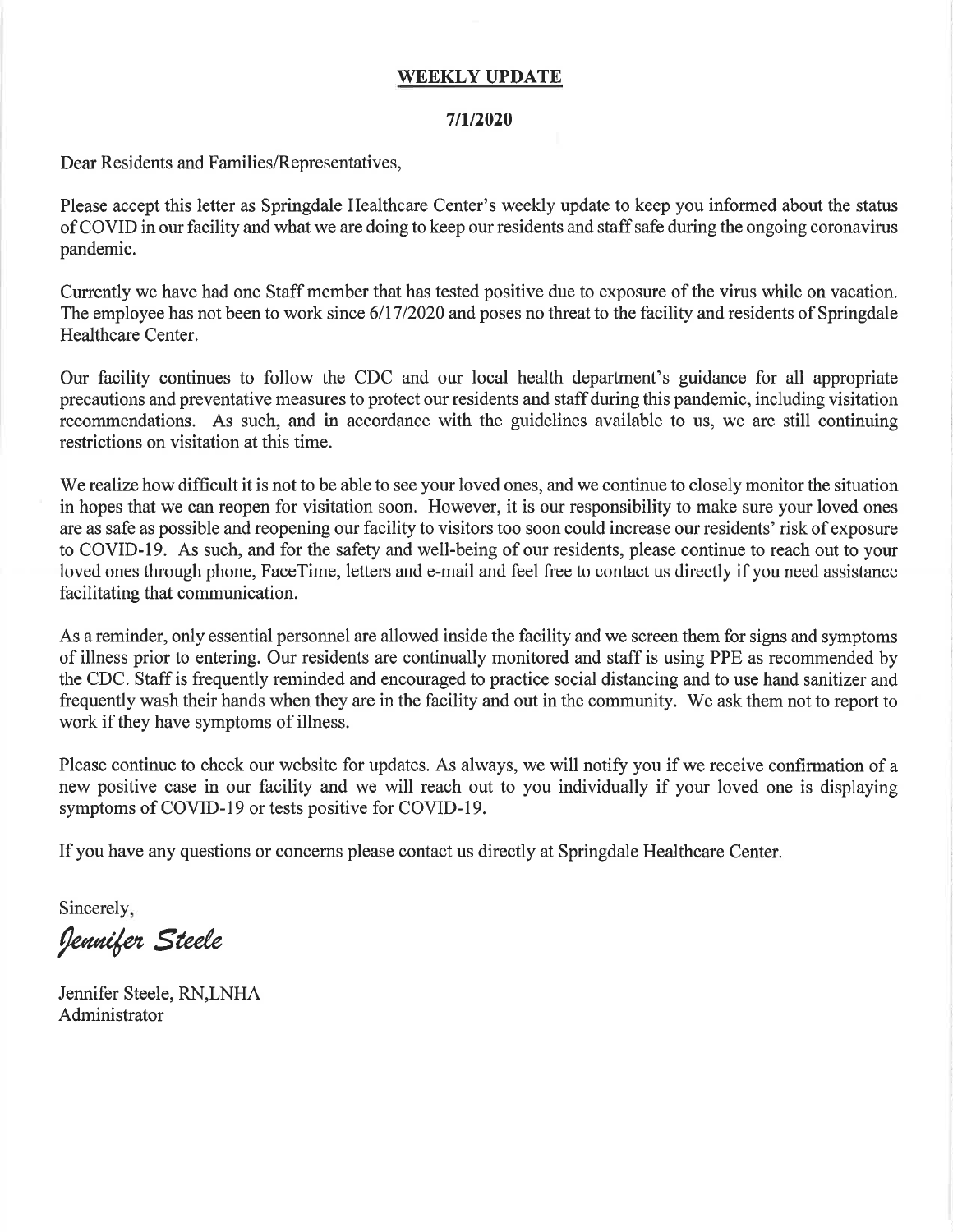## WEEKLY UPDATE

**7/1/2020**

Dear Residents and Families/Representatives,

Please accept this letter as Springdale Healthcare Center's weekly update to keep you informed about the status of COVID in our facility and what we are doing to keep our residents and staff safe during the ongoing coronavirus pandemic.

Currently we have had one Staff member that has tested positive due to exposure of the virus while on vacation. The employee has not been to work since 6/17/2020 and poses no threat to the facility and residents of Springdale Healthcare Center.

Our facility continues to follow the CDC and our local health department's guidance for all appropriate precautions and preventative measures to protect our residents and staff during this pandemic, including visitation recommendations. As such, and in accordance with the guidelines available to us, we are still continuing restrictions on visitation at this time.

We realize how difficult it is not to be able to see your loved ones, and we continue to closely monitor the situation in hopes that we can reopen for visitation soon. However, it is our responsibility to make sure your loved ones are as safe as possible and reopening our facility to visitors too soon could increase our residents' risk of exposure to COVID-19. As such, and for the safety and well-being of our residents, please continue to reach out to your loved ones through phone, FaceTime, letters and e-mail and feel free to contact us directly if you need assistance facilitating that communication.

As a reminder, only essential personnel are allowed inside the facility and we screen them for signs and symptoms of illness prior to entering. Our residents are continually monitored and staff is using PPE as recommended by the CDC. Staff is frequently reminded and encouraged to practice social distancing and to use hand sanitizer and frequently wash their hands when they are in the facility and out in the community. We ask them not to report to work if they have symptoms of illness.

Please continue to check our website for updates. As always, we will notify you if we receive confirmation of a new positive case in our facility and we will reach out to you individually if your loved one is displaying symptoms of COVID-19 or tests positive for COVID-19.

If you have any questions or concerns please contact us directly at Springdale Healthcare Center.

Sincerely,

*Jennifer Steele*

Jennifer Steele, RN,LNHA
Administrator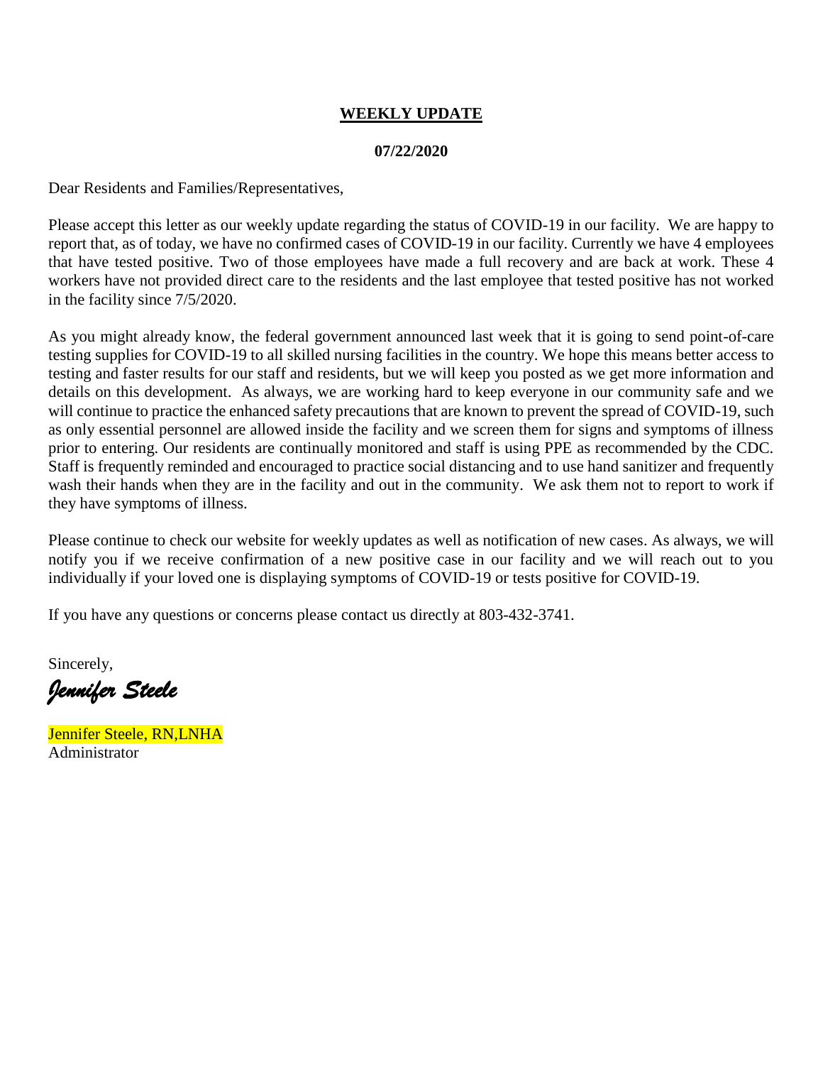# WEEKLY UPDATE

**07/22/2020**

Dear Residents and Families/Representatives,

Please accept this letter as our weekly update regarding the status of COVID-19 in our facility. We are happy to report that, as of today, we have no confirmed cases of COVID-19 in our facility. Currently we have 4 employees that have tested positive. Two of those employees have made a full recovery and are back at work. These 4 workers have not provided direct care to the residents and the last employee that tested positive has not worked in the facility since 7/5/2020.

As you might already know, the federal government announced last week that it is going to send point-of-care testing supplies for COVID-19 to all skilled nursing facilities in the country. We hope this means better access to testing and faster results for our staff and residents, but we will keep you posted as we get more information and details on this development. As always, we are working hard to keep everyone in our community safe and we will continue to practice the enhanced safety precautions that are known to prevent the spread of COVID-19, such as only essential personnel are allowed inside the facility and we screen them for signs and symptoms of illness prior to entering. Our residents are continually monitored and staff is using PPE as recommended by the CDC. Staff is frequently reminded and encouraged to practice social distancing and to use hand sanitizer and frequently wash their hands when they are in the facility and out in the community. We ask them not to report to work if they have symptoms of illness.

Please continue to check our website for weekly updates as well as notification of new cases. As always, we will notify you if we receive confirmation of a new positive case in our facility and we will reach out to you individually if your loved one is displaying symptoms of COVID-19 or tests positive for COVID-19.

If you have any questions or concerns please contact us directly at 803-432-3741.

Sincerely,

*Jennifer Steele*

Jennifer Steele, RN,LNHA
Administrator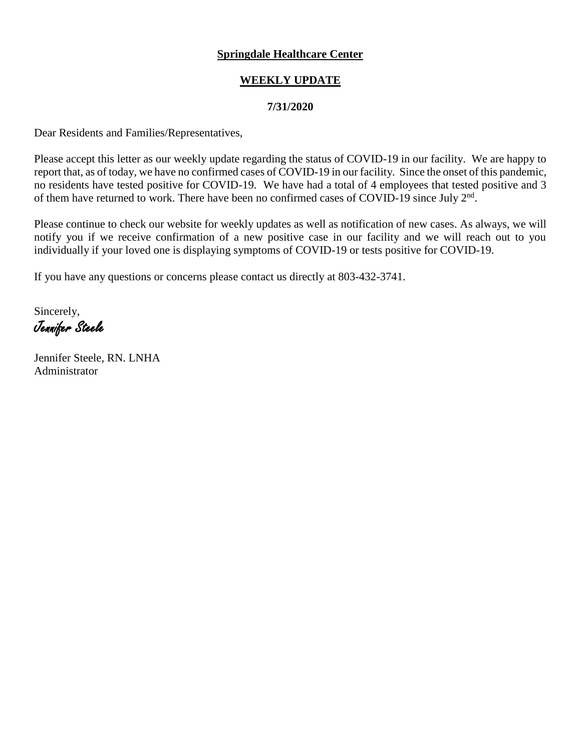**Springdale Healthcare Center**

**WEEKLY UPDATE**

**7/31/2020**

Dear Residents and Families/Representatives,

Please accept this letter as our weekly update regarding the status of COVID-19 in our facility. We are happy to report that, as of today, we have no confirmed cases of COVID-19 in our facility. Since the onset of this pandemic, no residents have tested positive for COVID-19. We have had a total of 4 employees that tested positive and 3 of them have returned to work. There have been no confirmed cases of COVID-19 since July 2nd.

Please continue to check our website for weekly updates as well as notification of new cases. As always, we will notify you if we receive confirmation of a new positive case in our facility and we will reach out to you individually if your loved one is displaying symptoms of COVID-19 or tests positive for COVID-19.

If you have any questions or concerns please contact us directly at 803-432-3741.

Sincerely,

*Jennifer Steele*

Jennifer Steele, RN. LNHA
Administrator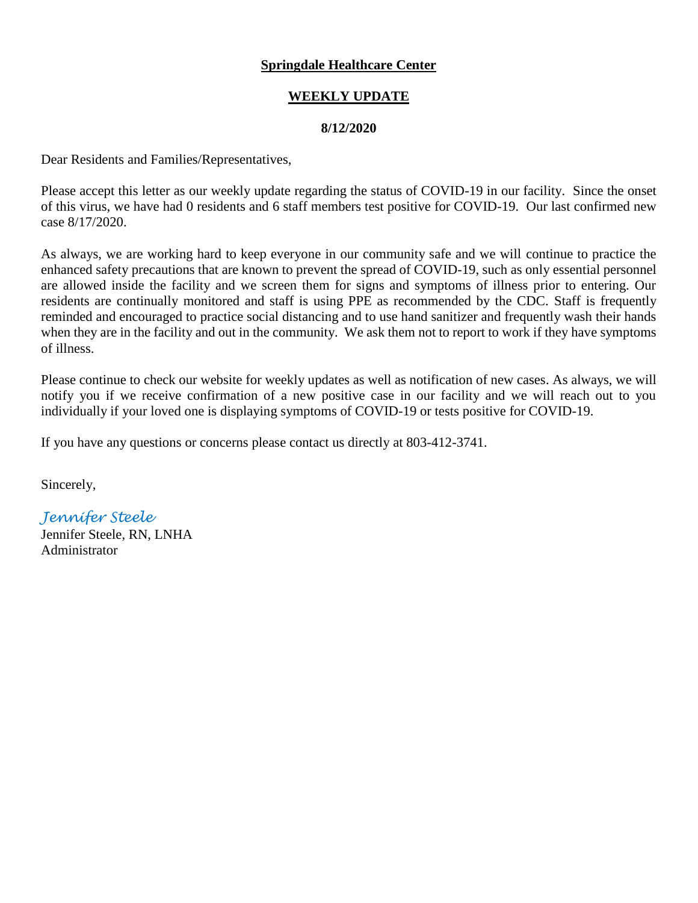**Springdale Healthcare Center**

**WEEKLY UPDATE**

**8/12/2020**

Dear Residents and Families/Representatives,

Please accept this letter as our weekly update regarding the status of COVID-19 in our facility. Since the onset of this virus, we have had 0 residents and 6 staff members test positive for COVID-19. Our last confirmed new case 8/17/2020.

As always, we are working hard to keep everyone in our community safe and we will continue to practice the enhanced safety precautions that are known to prevent the spread of COVID-19, such as only essential personnel are allowed inside the facility and we screen them for signs and symptoms of illness prior to entering. Our residents are continually monitored and staff is using PPE as recommended by the CDC. Staff is frequently reminded and encouraged to practice social distancing and to use hand sanitizer and frequently wash their hands when they are in the facility and out in the community. We ask them not to report to work if they have symptoms of illness.

Please continue to check our website for weekly updates as well as notification of new cases. As always, we will notify you if we receive confirmation of a new positive case in our facility and we will reach out to you individually if your loved one is displaying symptoms of COVID-19 or tests positive for COVID-19.

If you have any questions or concerns please contact us directly at 803-412-3741.

Sincerely,

*Jennifer Steele*

Jennifer Steele, RN, LNHA
Administrator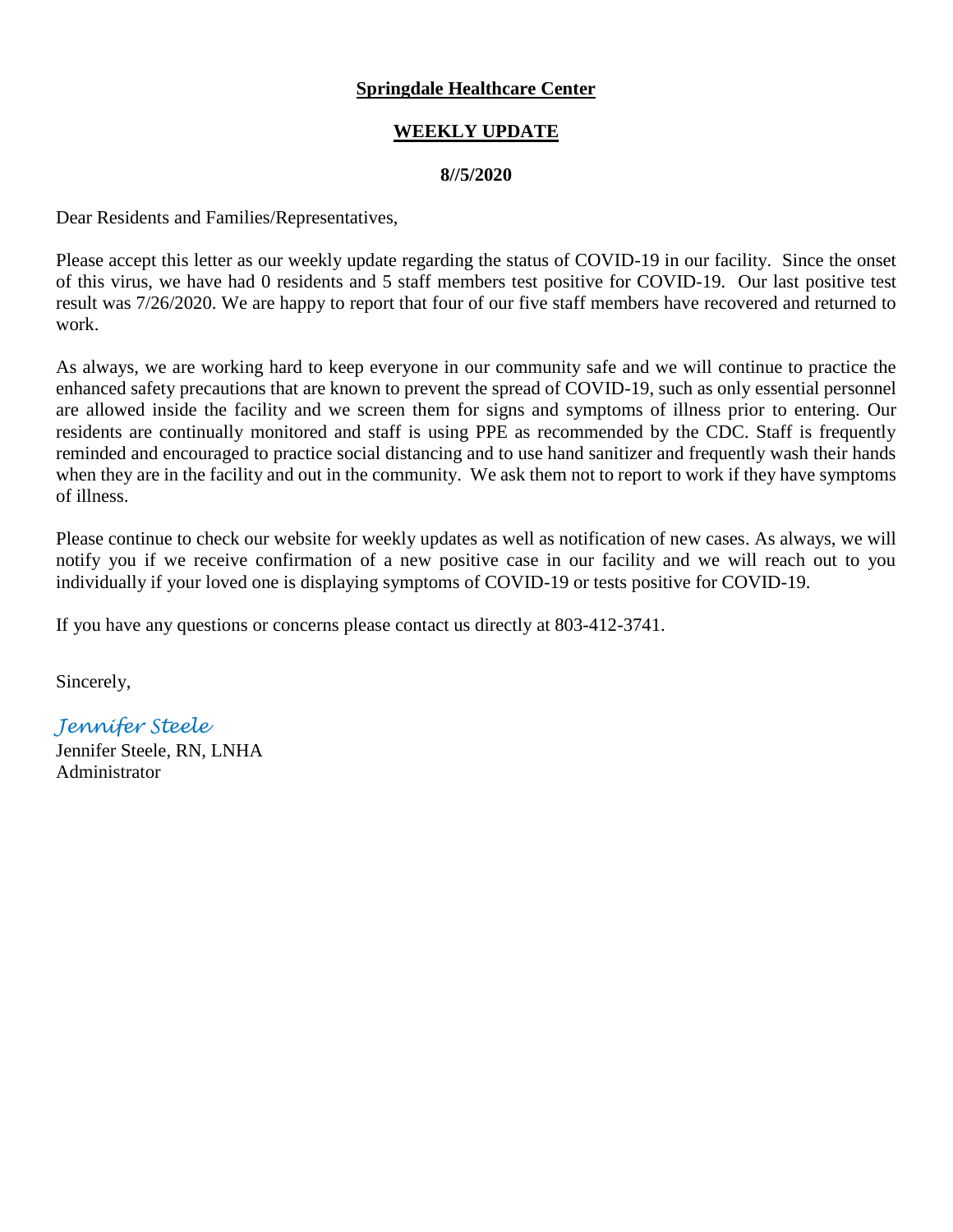**Springdale Healthcare Center**

**WEEKLY UPDATE**

**8//5/2020**

Dear Residents and Families/Representatives,

Please accept this letter as our weekly update regarding the status of COVID-19 in our facility. Since the onset of this virus, we have had 0 residents and 5 staff members test positive for COVID-19. Our last positive test result was 7/26/2020. We are happy to report that four of our five staff members have recovered and returned to work.

As always, we are working hard to keep everyone in our community safe and we will continue to practice the enhanced safety precautions that are known to prevent the spread of COVID-19, such as only essential personnel are allowed inside the facility and we screen them for signs and symptoms of illness prior to entering. Our residents are continually monitored and staff is using PPE as recommended by the CDC. Staff is frequently reminded and encouraged to practice social distancing and to use hand sanitizer and frequently wash their hands when they are in the facility and out in the community. We ask them not to report to work if they have symptoms of illness.

Please continue to check our website for weekly updates as well as notification of new cases. As always, we will notify you if we receive confirmation of a new positive case in our facility and we will reach out to you individually if your loved one is displaying symptoms of COVID-19 or tests positive for COVID-19.

If you have any questions or concerns please contact us directly at 803-412-3741.

Sincerely,

*Jennifer Steele*

Jennifer Steele, RN, LNHA
Administrator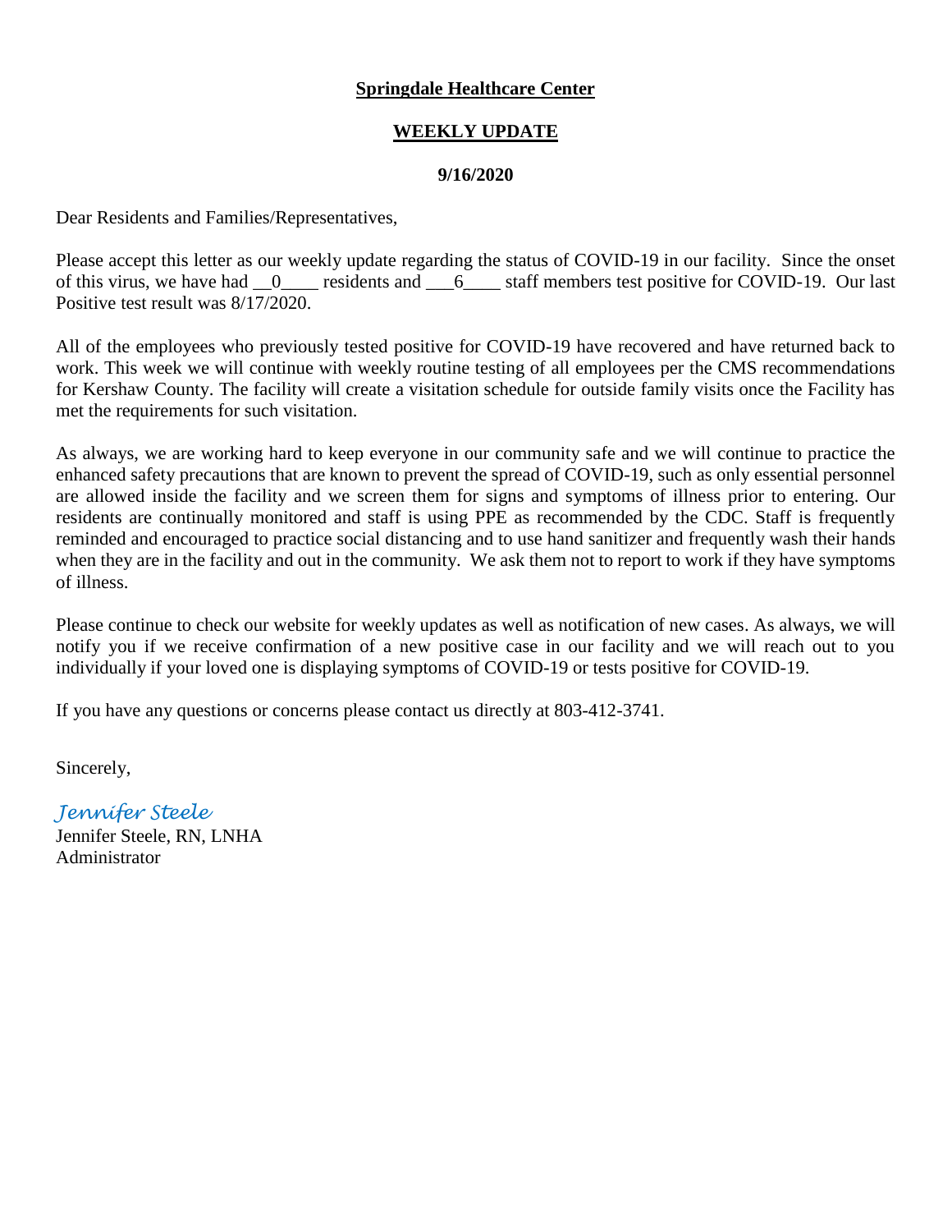**Springdale Healthcare Center**

**WEEKLY UPDATE**

**9/16/2020**

Dear Residents and Families/Representatives,

Please accept this letter as our weekly update regarding the status of COVID-19 in our facility. Since the onset of this virus, we have had __0____ residents and ___6____ staff members test positive for COVID-19. Our last Positive test result was 8/17/2020.

All of the employees who previously tested positive for COVID-19 have recovered and have returned back to work. This week we will continue with weekly routine testing of all employees per the CMS recommendations for Kershaw County. The facility will create a visitation schedule for outside family visits once the Facility has met the requirements for such visitation.

As always, we are working hard to keep everyone in our community safe and we will continue to practice the enhanced safety precautions that are known to prevent the spread of COVID-19, such as only essential personnel are allowed inside the facility and we screen them for signs and symptoms of illness prior to entering. Our residents are continually monitored and staff is using PPE as recommended by the CDC. Staff is frequently reminded and encouraged to practice social distancing and to use hand sanitizer and frequently wash their hands when they are in the facility and out in the community. We ask them not to report to work if they have symptoms of illness.

Please continue to check our website for weekly updates as well as notification of new cases. As always, we will notify you if we receive confirmation of a new positive case in our facility and we will reach out to you individually if your loved one is displaying symptoms of COVID-19 or tests positive for COVID-19.

If you have any questions or concerns please contact us directly at 803-412-3741.

Sincerely,

*Jennifer Steele*

Jennifer Steele, RN, LNHA
Administrator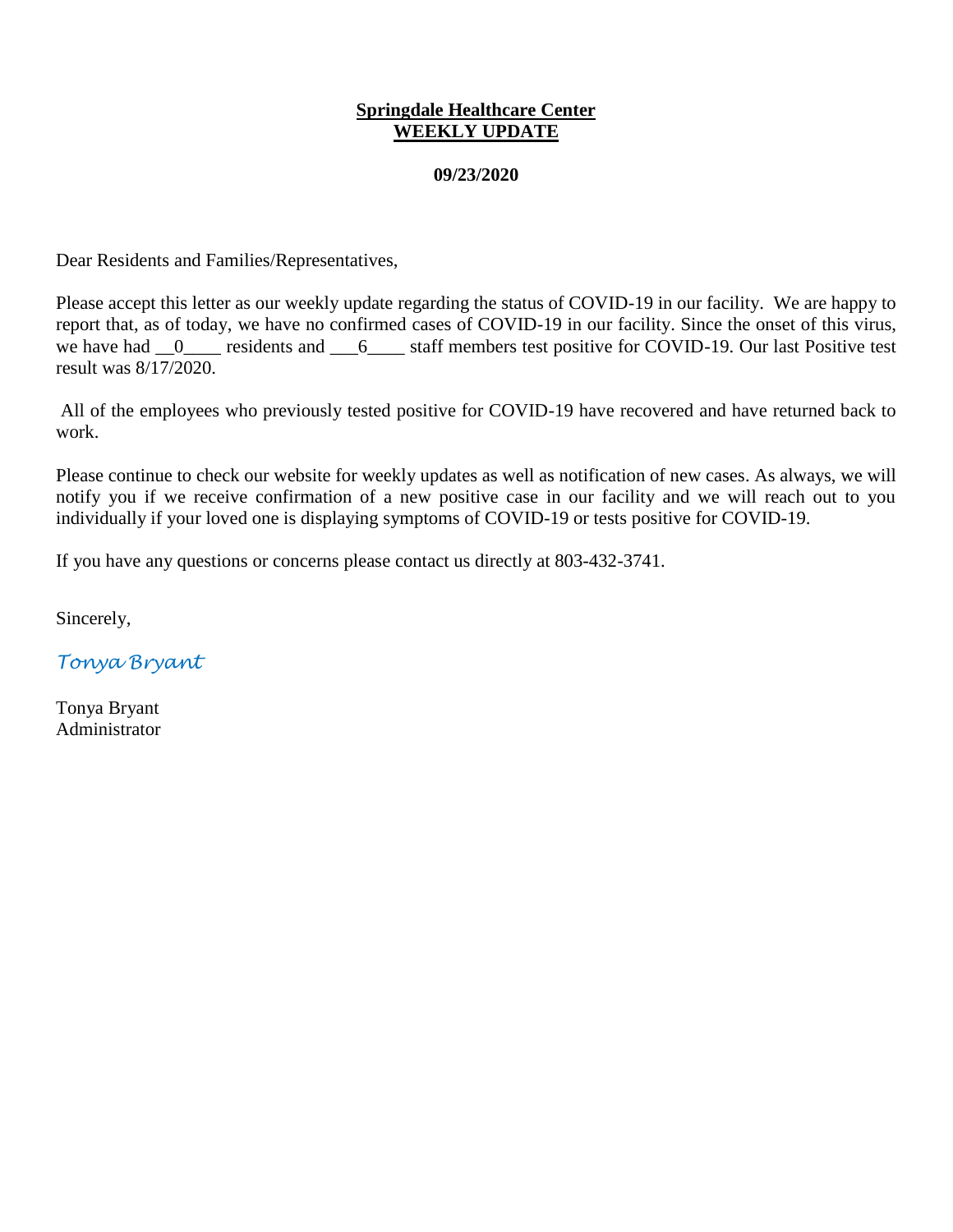**Springdale Healthcare Center**
**WEEKLY UPDATE**

**09/23/2020**

Dear Residents and Families/Representatives,

Please accept this letter as our weekly update regarding the status of COVID-19 in our facility. We are happy to report that, as of today, we have no confirmed cases of COVID-19 in our facility. Since the onset of this virus, we have had __0____ residents and ___6____ staff members test positive for COVID-19. Our last Positive test result was 8/17/2020.

All of the employees who previously tested positive for COVID-19 have recovered and have returned back to work.

Please continue to check our website for weekly updates as well as notification of new cases. As always, we will notify you if we receive confirmation of a new positive case in our facility and we will reach out to you individually if your loved one is displaying symptoms of COVID-19 or tests positive for COVID-19.

If you have any questions or concerns please contact us directly at 803-432-3741.

Sincerely,

*Tonya Bryant*

Tonya Bryant
Administrator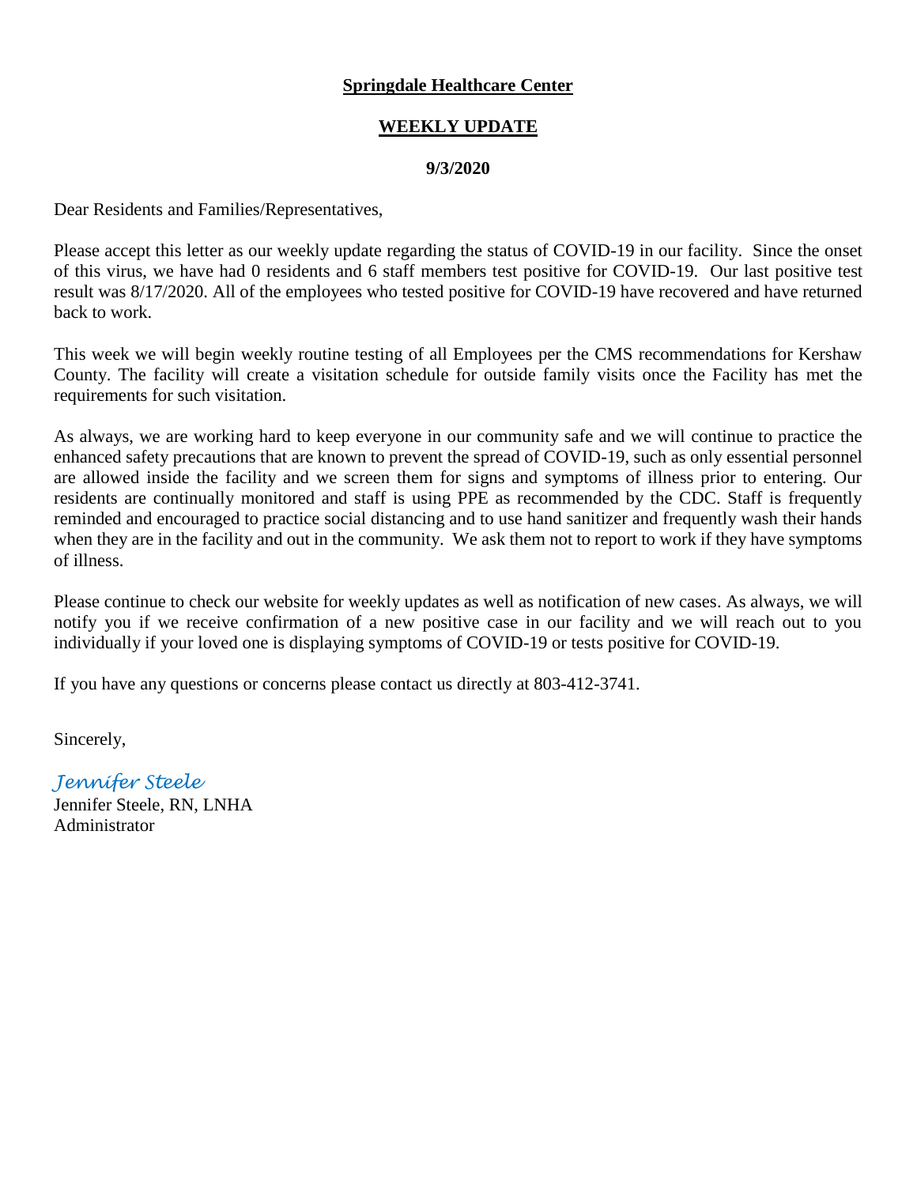**Springdale Healthcare Center**

**WEEKLY UPDATE**

**9/3/2020**

Dear Residents and Families/Representatives,

Please accept this letter as our weekly update regarding the status of COVID-19 in our facility. Since the onset of this virus, we have had 0 residents and 6 staff members test positive for COVID-19. Our last positive test result was 8/17/2020. All of the employees who tested positive for COVID-19 have recovered and have returned back to work.

This week we will begin weekly routine testing of all Employees per the CMS recommendations for Kershaw County. The facility will create a visitation schedule for outside family visits once the Facility has met the requirements for such visitation.

As always, we are working hard to keep everyone in our community safe and we will continue to practice the enhanced safety precautions that are known to prevent the spread of COVID-19, such as only essential personnel are allowed inside the facility and we screen them for signs and symptoms of illness prior to entering. Our residents are continually monitored and staff is using PPE as recommended by the CDC. Staff is frequently reminded and encouraged to practice social distancing and to use hand sanitizer and frequently wash their hands when they are in the facility and out in the community. We ask them not to report to work if they have symptoms of illness.

Please continue to check our website for weekly updates as well as notification of new cases. As always, we will notify you if we receive confirmation of a new positive case in our facility and we will reach out to you individually if your loved one is displaying symptoms of COVID-19 or tests positive for COVID-19.

If you have any questions or concerns please contact us directly at 803-412-3741.

Sincerely,

*Jennifer Steele*

Jennifer Steele, RN, LNHA
Administrator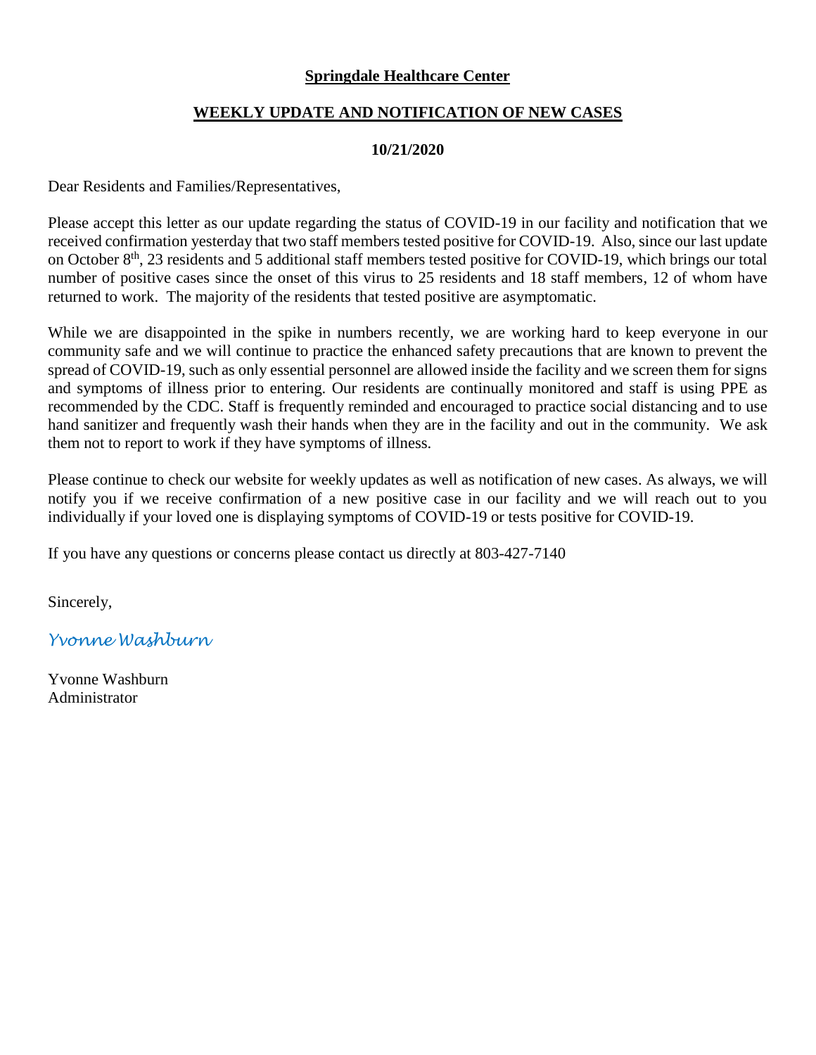**Springdale Healthcare Center**

**WEEKLY UPDATE AND NOTIFICATION OF NEW CASES**

**10/21/2020**

Dear Residents and Families/Representatives,

Please accept this letter as our update regarding the status of COVID-19 in our facility and notification that we received confirmation yesterday that two staff members tested positive for COVID-19. Also, since our last update on October 8th, 23 residents and 5 additional staff members tested positive for COVID-19, which brings our total number of positive cases since the onset of this virus to 25 residents and 18 staff members, 12 of whom have returned to work. The majority of the residents that tested positive are asymptomatic.

While we are disappointed in the spike in numbers recently, we are working hard to keep everyone in our community safe and we will continue to practice the enhanced safety precautions that are known to prevent the spread of COVID-19, such as only essential personnel are allowed inside the facility and we screen them for signs and symptoms of illness prior to entering. Our residents are continually monitored and staff is using PPE as recommended by the CDC. Staff is frequently reminded and encouraged to practice social distancing and to use hand sanitizer and frequently wash their hands when they are in the facility and out in the community. We ask them not to report to work if they have symptoms of illness.

Please continue to check our website for weekly updates as well as notification of new cases. As always, we will notify you if we receive confirmation of a new positive case in our facility and we will reach out to you individually if your loved one is displaying symptoms of COVID-19 or tests positive for COVID-19.

If you have any questions or concerns please contact us directly at 803-427-7140

Sincerely,

*Yvonne Washburn*

Yvonne Washburn
Administrator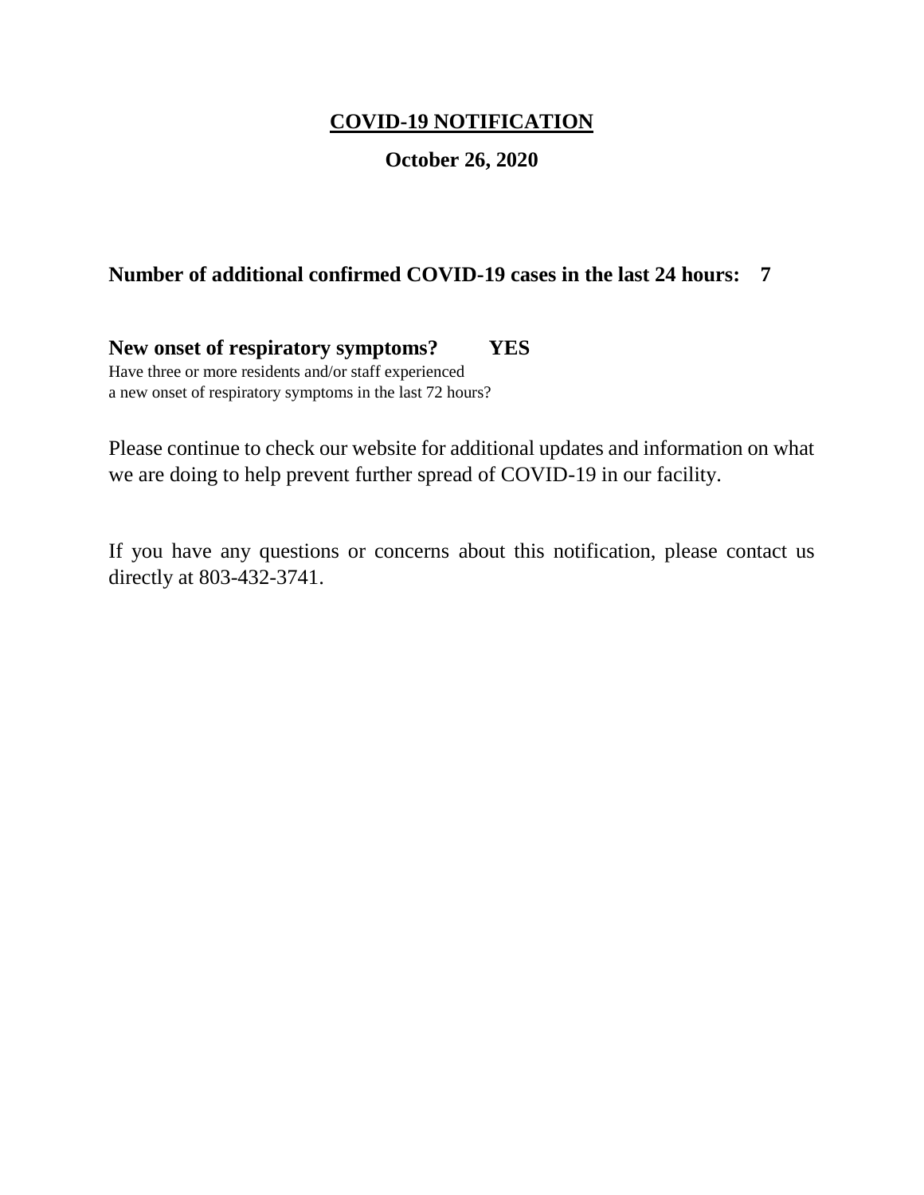# COVID-19 NOTIFICATION

**October 26, 2020**

**Number of additional confirmed COVID-19 cases in the last 24 hours: 7**

**New onset of respiratory symptoms? YES**

Have three or more residents and/or staff experienced a new onset of respiratory symptoms in the last 72 hours?

Please continue to check our website for additional updates and information on what we are doing to help prevent further spread of COVID-19 in our facility.

If you have any questions or concerns about this notification, please contact us directly at 803-432-3741.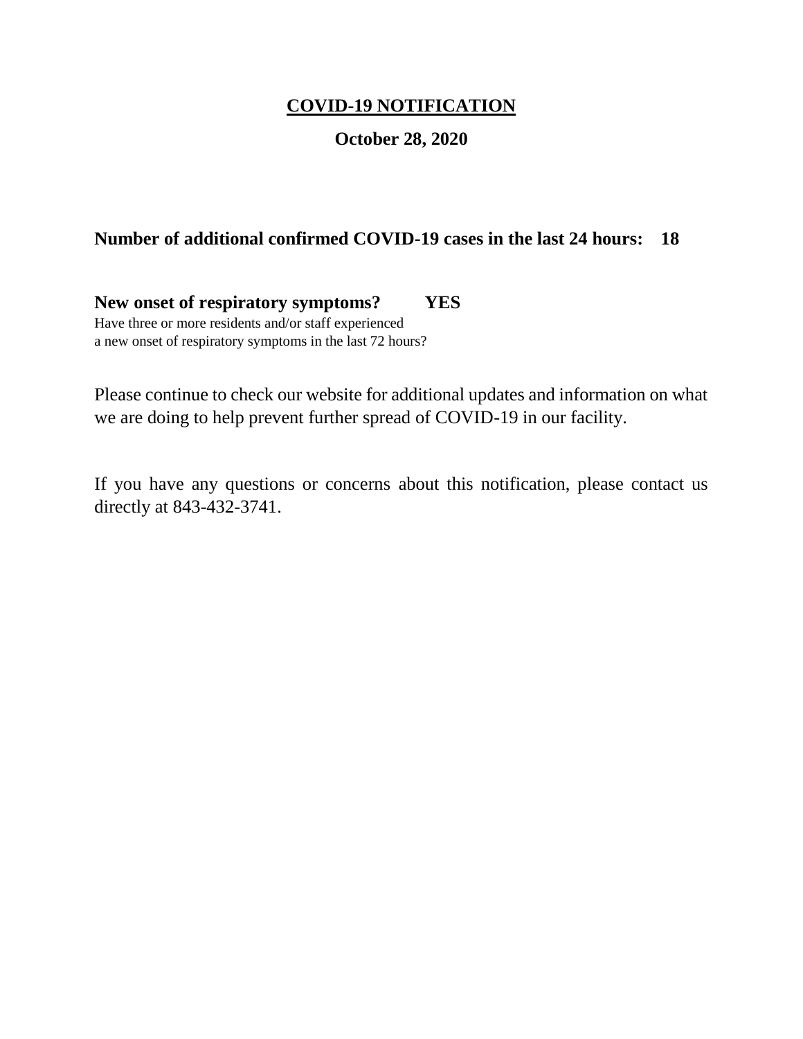# <u>COVID-19 NOTIFICATION</u>

**October 28, 2020**

**Number of additional confirmed COVID-19 cases in the last 24 hours: 18**

**New onset of respiratory symptoms? YES**

Have three or more residents and/or staff experienced a new onset of respiratory symptoms in the last 72 hours?

Please continue to check our website for additional updates and information on what we are doing to help prevent further spread of COVID-19 in our facility.

If you have any questions or concerns about this notification, please contact us directly at 843-432-3741.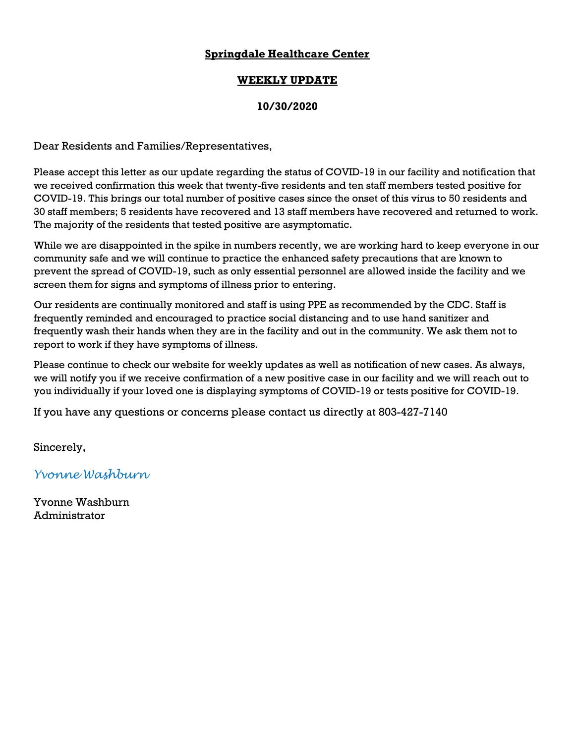**Springdale Healthcare Center**

**WEEKLY UPDATE**

**10/30/2020**

Dear Residents and Families/Representatives,

Please accept this letter as our update regarding the status of COVID-19 in our facility and notification that we received confirmation this week that twenty-five residents and ten staff members tested positive for COVID-19. This brings our total number of positive cases since the onset of this virus to 50 residents and 30 staff members; 5 residents have recovered and 13 staff members have recovered and returned to work. The majority of the residents that tested positive are asymptomatic.

While we are disappointed in the spike in numbers recently, we are working hard to keep everyone in our community safe and we will continue to practice the enhanced safety precautions that are known to prevent the spread of COVID-19, such as only essential personnel are allowed inside the facility and we screen them for signs and symptoms of illness prior to entering.

Our residents are continually monitored and staff is using PPE as recommended by the CDC. Staff is frequently reminded and encouraged to practice social distancing and to use hand sanitizer and frequently wash their hands when they are in the facility and out in the community. We ask them not to report to work if they have symptoms of illness.

Please continue to check our website for weekly updates as well as notification of new cases. As always, we will notify you if we receive confirmation of a new positive case in our facility and we will reach out to you individually if your loved one is displaying symptoms of COVID-19 or tests positive for COVID-19.

If you have any questions or concerns please contact us directly at 803-427-7140

Sincerely,

*Yvonne Washburn*

Yvonne Washburn
Administrator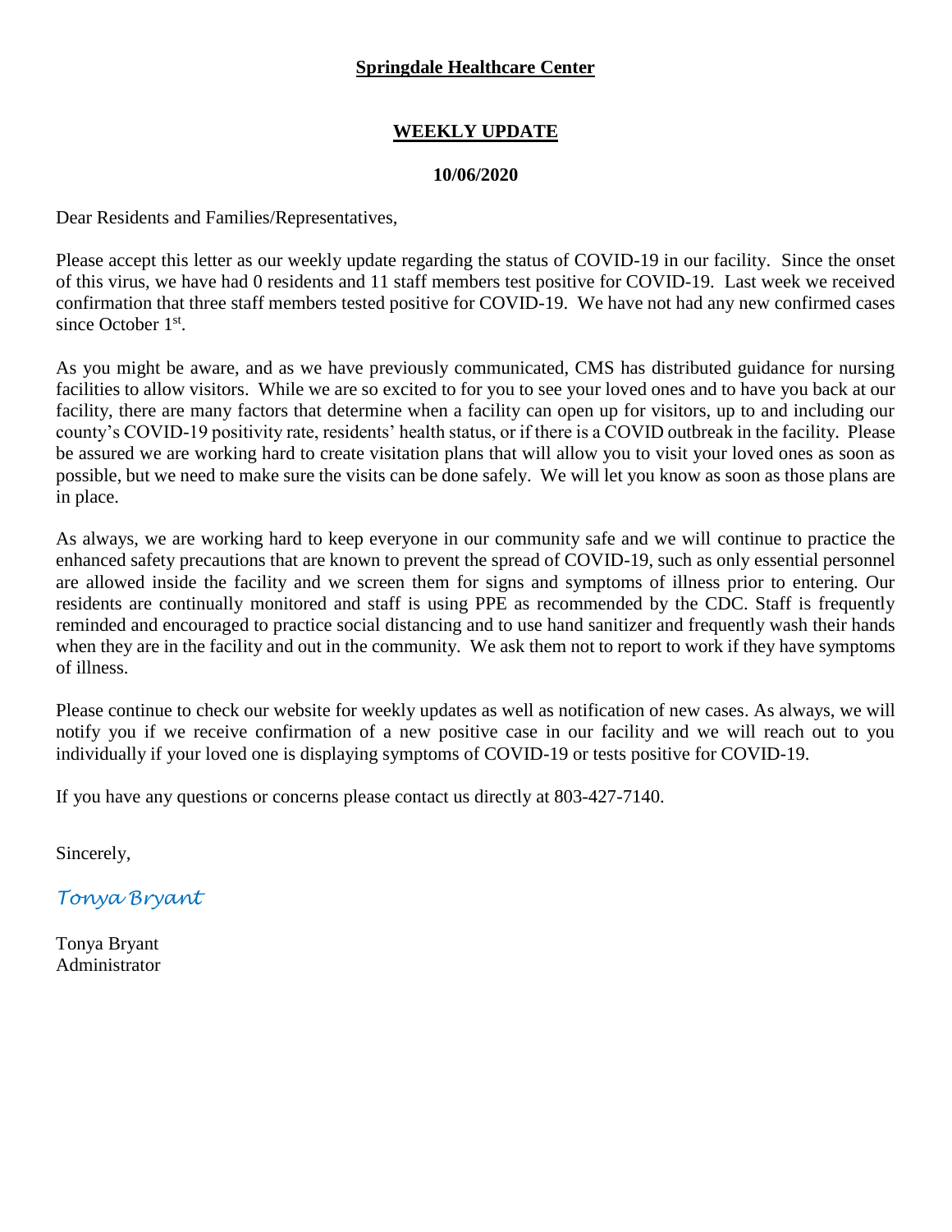**Springdale Healthcare Center**

# WEEKLY UPDATE

**10/06/2020**

Dear Residents and Families/Representatives,

Please accept this letter as our weekly update regarding the status of COVID-19 in our facility. Since the onset of this virus, we have had 0 residents and 11 staff members test positive for COVID-19. Last week we received confirmation that three staff members tested positive for COVID-19. We have not had any new confirmed cases since October 1st.

As you might be aware, and as we have previously communicated, CMS has distributed guidance for nursing facilities to allow visitors. While we are so excited to for you to see your loved ones and to have you back at our facility, there are many factors that determine when a facility can open up for visitors, up to and including our county's COVID-19 positivity rate, residents' health status, or if there is a COVID outbreak in the facility. Please be assured we are working hard to create visitation plans that will allow you to visit your loved ones as soon as possible, but we need to make sure the visits can be done safely. We will let you know as soon as those plans are in place.

As always, we are working hard to keep everyone in our community safe and we will continue to practice the enhanced safety precautions that are known to prevent the spread of COVID-19, such as only essential personnel are allowed inside the facility and we screen them for signs and symptoms of illness prior to entering. Our residents are continually monitored and staff is using PPE as recommended by the CDC. Staff is frequently reminded and encouraged to practice social distancing and to use hand sanitizer and frequently wash their hands when they are in the facility and out in the community. We ask them not to report to work if they have symptoms of illness.

Please continue to check our website for weekly updates as well as notification of new cases. As always, we will notify you if we receive confirmation of a new positive case in our facility and we will reach out to you individually if your loved one is displaying symptoms of COVID-19 or tests positive for COVID-19.

If you have any questions or concerns please contact us directly at 803-427-7140.

Sincerely,

*Tonya Bryant*

Tonya Bryant
Administrator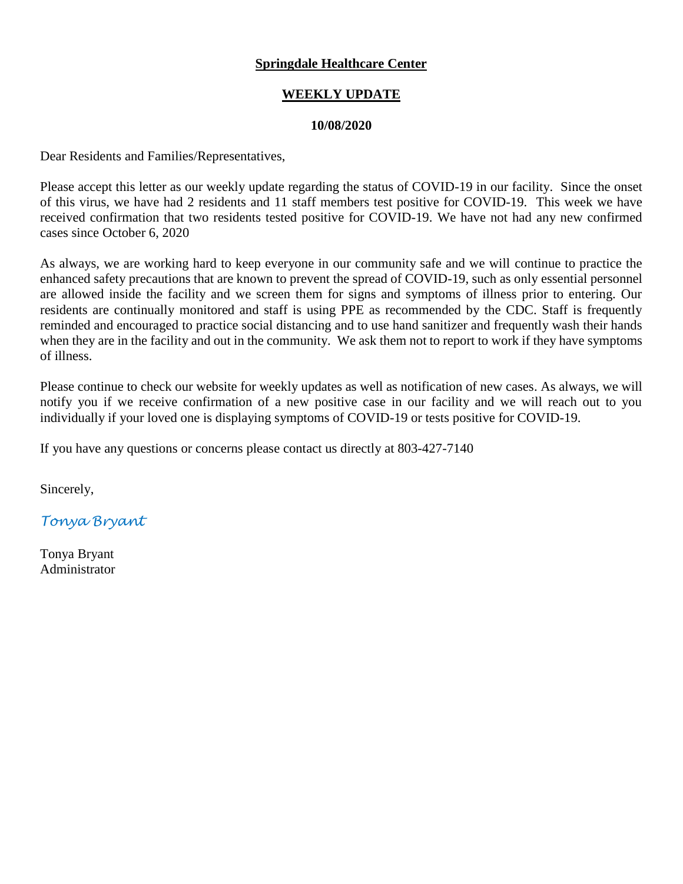**Springdale Healthcare Center**

**WEEKLY UPDATE**

**10/08/2020**

Dear Residents and Families/Representatives,

Please accept this letter as our weekly update regarding the status of COVID-19 in our facility. Since the onset of this virus, we have had 2 residents and 11 staff members test positive for COVID-19. This week we have received confirmation that two residents tested positive for COVID-19. We have not had any new confirmed cases since October 6, 2020

As always, we are working hard to keep everyone in our community safe and we will continue to practice the enhanced safety precautions that are known to prevent the spread of COVID-19, such as only essential personnel are allowed inside the facility and we screen them for signs and symptoms of illness prior to entering. Our residents are continually monitored and staff is using PPE as recommended by the CDC. Staff is frequently reminded and encouraged to practice social distancing and to use hand sanitizer and frequently wash their hands when they are in the facility and out in the community. We ask them not to report to work if they have symptoms of illness.

Please continue to check our website for weekly updates as well as notification of new cases. As always, we will notify you if we receive confirmation of a new positive case in our facility and we will reach out to you individually if your loved one is displaying symptoms of COVID-19 or tests positive for COVID-19.

If you have any questions or concerns please contact us directly at 803-427-7140

Sincerely,

*Tonya Bryant*

Tonya Bryant
Administrator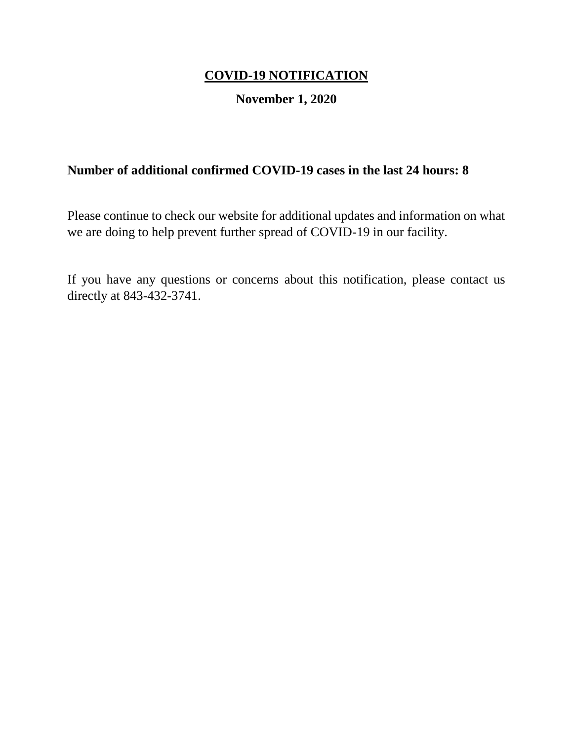**<u>COVID-19 NOTIFICATION</u>**

**November 1, 2020**

**Number of additional confirmed COVID-19 cases in the last 24 hours: 8**

Please continue to check our website for additional updates and information on what we are doing to help prevent further spread of COVID-19 in our facility.

If you have any questions or concerns about this notification, please contact us directly at 843-432-3741.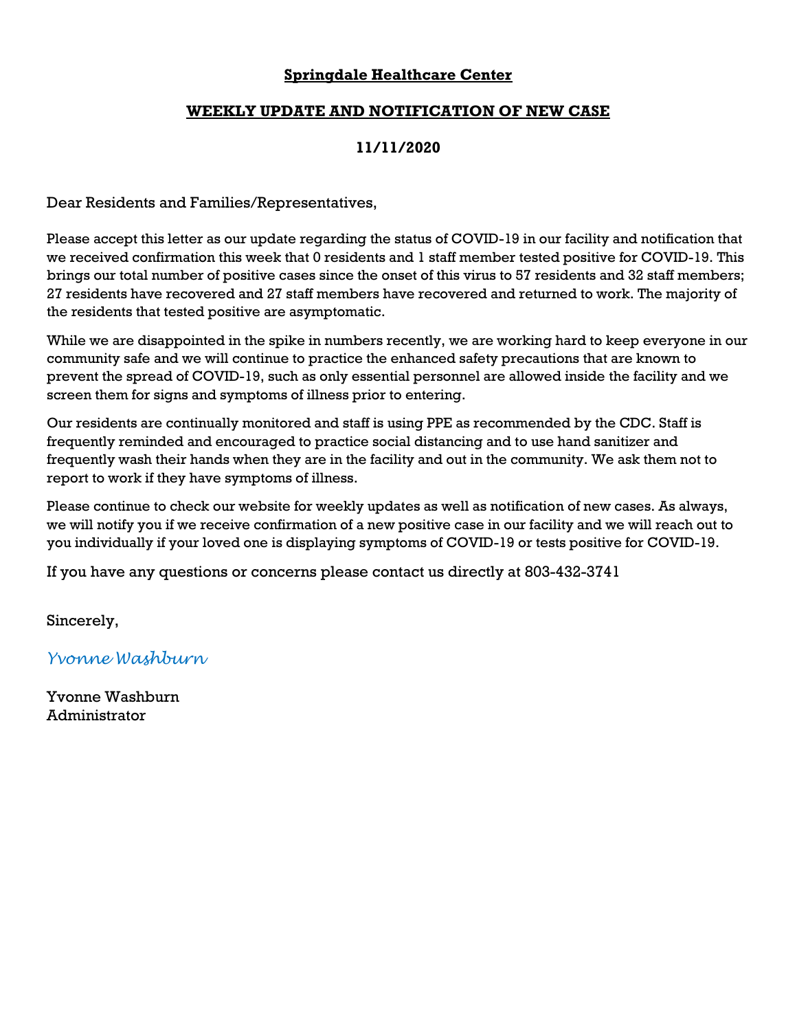**Springdale Healthcare Center**

**WEEKLY UPDATE AND NOTIFICATION OF NEW CASE**

**11/11/2020**

Dear Residents and Families/Representatives,

Please accept this letter as our update regarding the status of COVID-19 in our facility and notification that we received confirmation this week that 0 residents and 1 staff member tested positive for COVID-19. This brings our total number of positive cases since the onset of this virus to 57 residents and 32 staff members; 27 residents have recovered and 27 staff members have recovered and returned to work. The majority of the residents that tested positive are asymptomatic.

While we are disappointed in the spike in numbers recently, we are working hard to keep everyone in our community safe and we will continue to practice the enhanced safety precautions that are known to prevent the spread of COVID-19, such as only essential personnel are allowed inside the facility and we screen them for signs and symptoms of illness prior to entering.

Our residents are continually monitored and staff is using PPE as recommended by the CDC. Staff is frequently reminded and encouraged to practice social distancing and to use hand sanitizer and frequently wash their hands when they are in the facility and out in the community. We ask them not to report to work if they have symptoms of illness.

Please continue to check our website for weekly updates as well as notification of new cases. As always, we will notify you if we receive confirmation of a new positive case in our facility and we will reach out to you individually if your loved one is displaying symptoms of COVID-19 or tests positive for COVID-19.

If you have any questions or concerns please contact us directly at 803-432-3741

Sincerely,

*Yvonne Washburn*

Yvonne Washburn
Administrator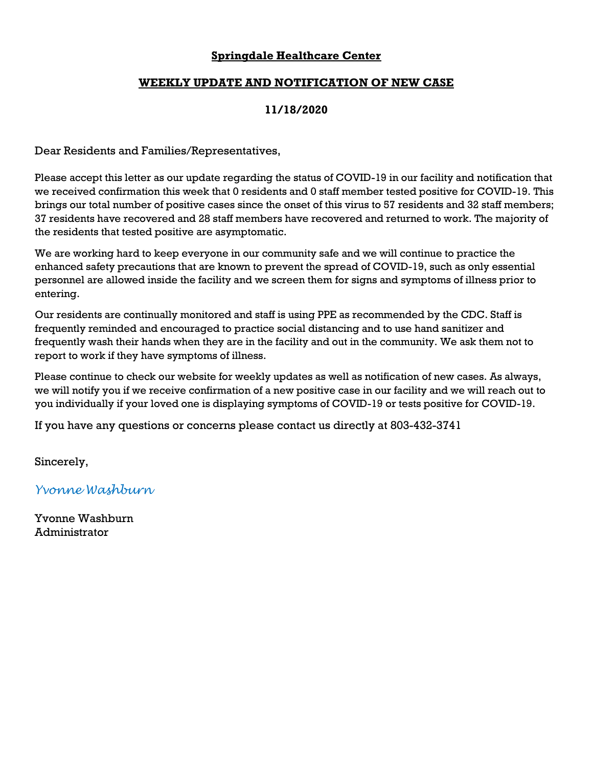**Springdale Healthcare Center**

**WEEKLY UPDATE AND NOTIFICATION OF NEW CASE**

**11/18/2020**

Dear Residents and Families/Representatives,

Please accept this letter as our update regarding the status of COVID-19 in our facility and notification that we received confirmation this week that 0 residents and 0 staff member tested positive for COVID-19. This brings our total number of positive cases since the onset of this virus to 57 residents and 32 staff members; 37 residents have recovered and 28 staff members have recovered and returned to work. The majority of the residents that tested positive are asymptomatic.

We are working hard to keep everyone in our community safe and we will continue to practice the enhanced safety precautions that are known to prevent the spread of COVID-19, such as only essential personnel are allowed inside the facility and we screen them for signs and symptoms of illness prior to entering.

Our residents are continually monitored and staff is using PPE as recommended by the CDC. Staff is frequently reminded and encouraged to practice social distancing and to use hand sanitizer and frequently wash their hands when they are in the facility and out in the community. We ask them not to report to work if they have symptoms of illness.

Please continue to check our website for weekly updates as well as notification of new cases. As always, we will notify you if we receive confirmation of a new positive case in our facility and we will reach out to you individually if your loved one is displaying symptoms of COVID-19 or tests positive for COVID-19.

If you have any questions or concerns please contact us directly at 803-432-3741

Sincerely,

*Yvonne Washburn*

Yvonne Washburn
Administrator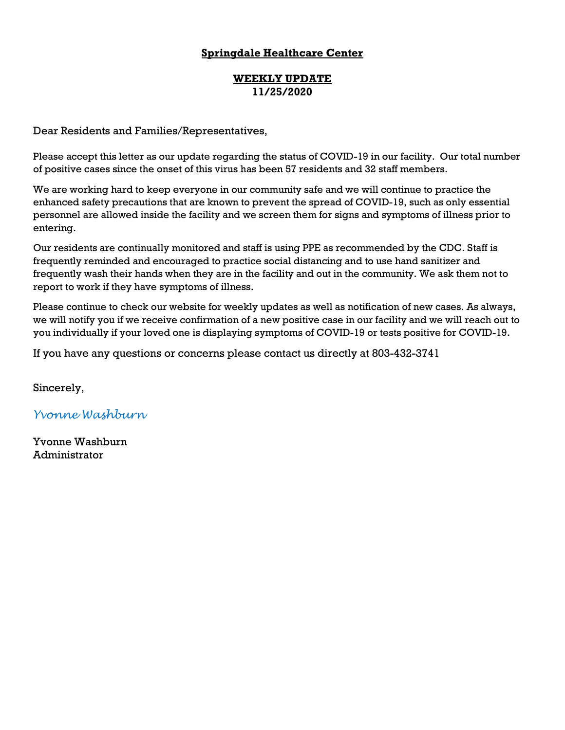**Springdale Healthcare Center**

**WEEKLY UPDATE**
**11/25/2020**

Dear Residents and Families/Representatives,

Please accept this letter as our update regarding the status of COVID-19 in our facility. Our total number of positive cases since the onset of this virus has been 57 residents and 32 staff members.

We are working hard to keep everyone in our community safe and we will continue to practice the enhanced safety precautions that are known to prevent the spread of COVID-19, such as only essential personnel are allowed inside the facility and we screen them for signs and symptoms of illness prior to entering.

Our residents are continually monitored and staff is using PPE as recommended by the CDC. Staff is frequently reminded and encouraged to practice social distancing and to use hand sanitizer and frequently wash their hands when they are in the facility and out in the community. We ask them not to report to work if they have symptoms of illness.

Please continue to check our website for weekly updates as well as notification of new cases. As always, we will notify you if we receive confirmation of a new positive case in our facility and we will reach out to you individually if your loved one is displaying symptoms of COVID-19 or tests positive for COVID-19.

If you have any questions or concerns please contact us directly at 803-432-3741

Sincerely,

*Yvonne Washburn*

Yvonne Washburn
Administrator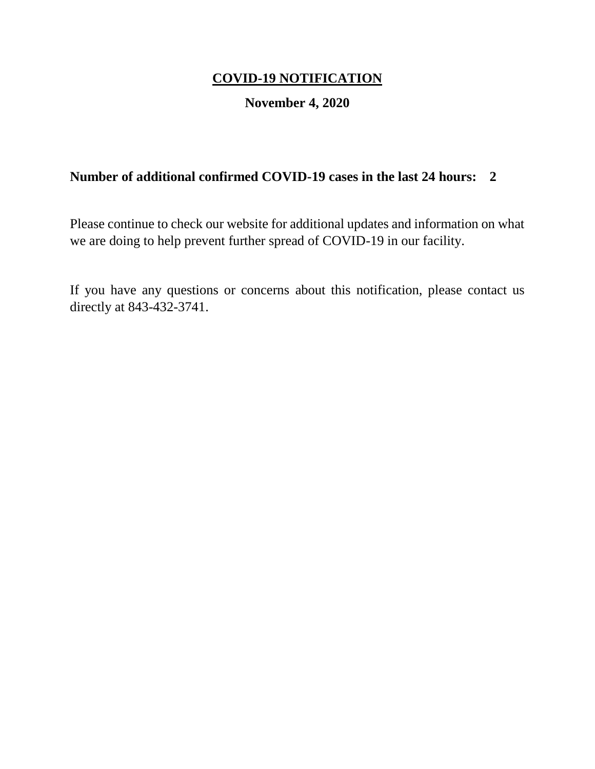# COVID-19 NOTIFICATION

**November 4, 2020**

**Number of additional confirmed COVID-19 cases in the last 24 hours: 2**

Please continue to check our website for additional updates and information on what we are doing to help prevent further spread of COVID-19 in our facility.

If you have any questions or concerns about this notification, please contact us directly at 843-432-3741.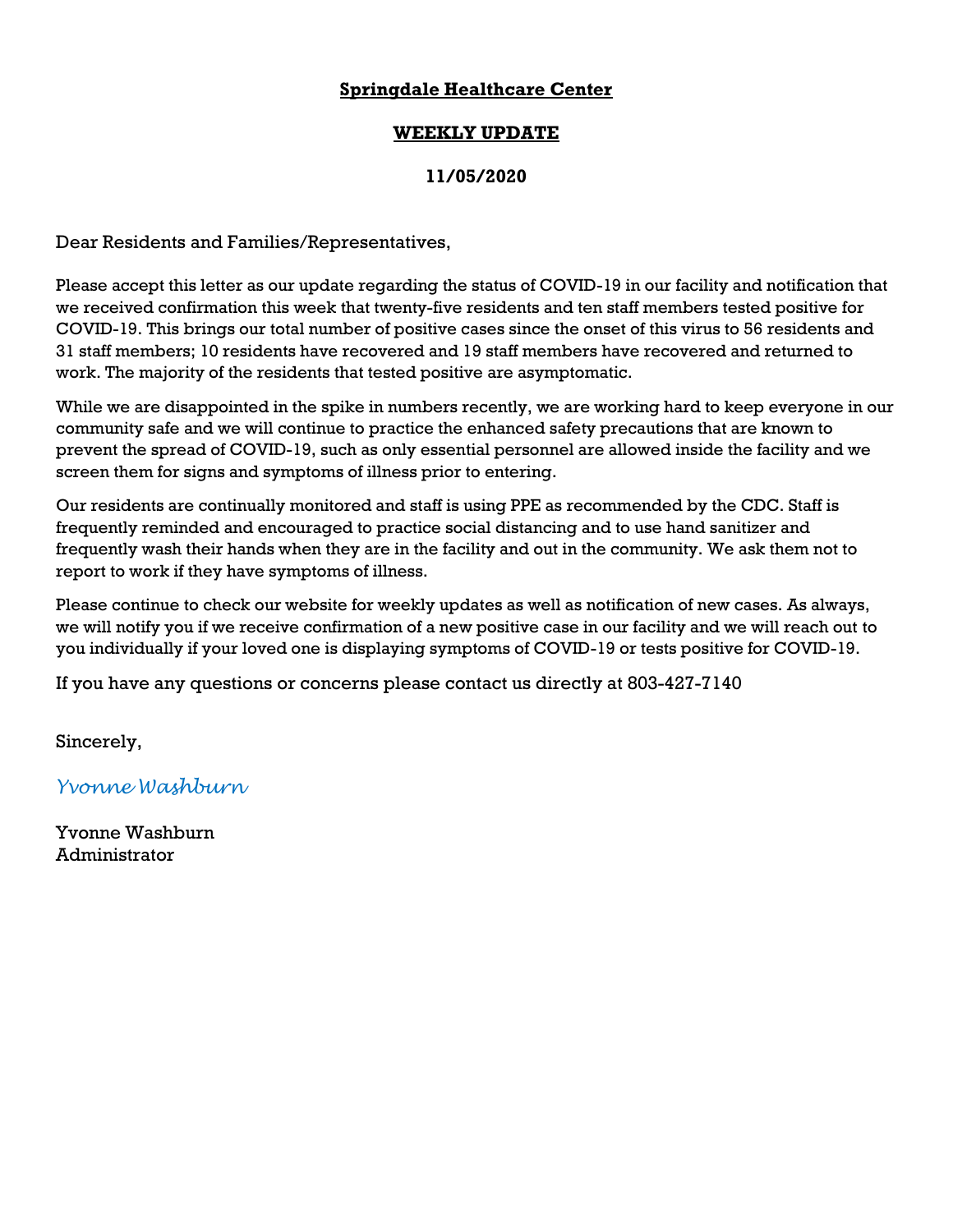**Springdale Healthcare Center**

**WEEKLY UPDATE**

**11/05/2020**

Dear Residents and Families/Representatives,

Please accept this letter as our update regarding the status of COVID-19 in our facility and notification that we received confirmation this week that twenty-five residents and ten staff members tested positive for COVID-19. This brings our total number of positive cases since the onset of this virus to 56 residents and 31 staff members; 10 residents have recovered and 19 staff members have recovered and returned to work. The majority of the residents that tested positive are asymptomatic.

While we are disappointed in the spike in numbers recently, we are working hard to keep everyone in our community safe and we will continue to practice the enhanced safety precautions that are known to prevent the spread of COVID-19, such as only essential personnel are allowed inside the facility and we screen them for signs and symptoms of illness prior to entering.

Our residents are continually monitored and staff is using PPE as recommended by the CDC. Staff is frequently reminded and encouraged to practice social distancing and to use hand sanitizer and frequently wash their hands when they are in the facility and out in the community. We ask them not to report to work if they have symptoms of illness.

Please continue to check our website for weekly updates as well as notification of new cases. As always, we will notify you if we receive confirmation of a new positive case in our facility and we will reach out to you individually if your loved one is displaying symptoms of COVID-19 or tests positive for COVID-19.

If you have any questions or concerns please contact us directly at 803-427-7140

Sincerely,

*Yvonne Washburn*

Yvonne Washburn
Administrator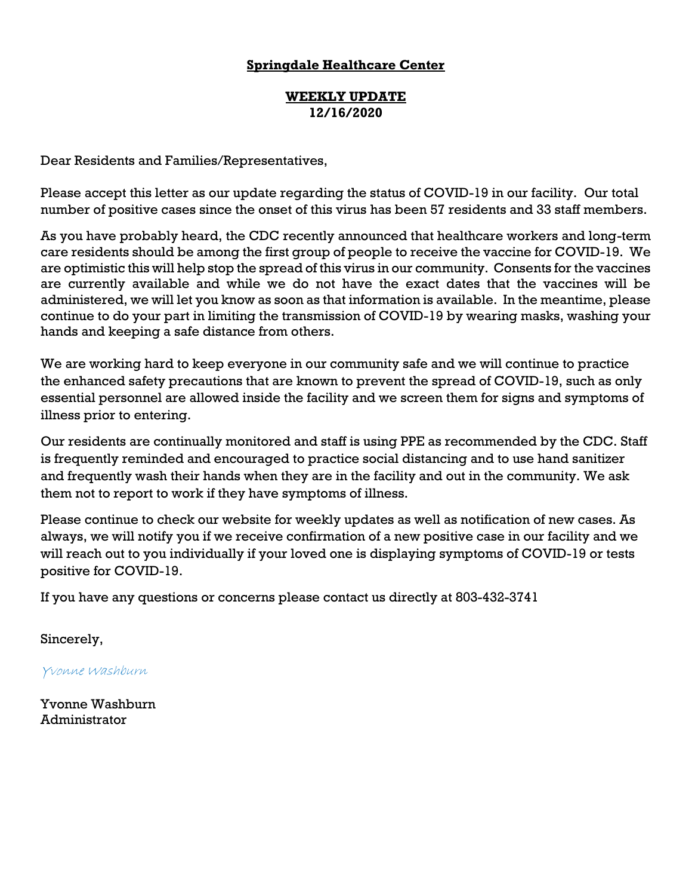**Springdale Healthcare Center**

**WEEKLY UPDATE**
**12/16/2020**

Dear Residents and Families/Representatives,

Please accept this letter as our update regarding the status of COVID-19 in our facility. Our total number of positive cases since the onset of this virus has been 57 residents and 33 staff members.

As you have probably heard, the CDC recently announced that healthcare workers and long-term care residents should be among the first group of people to receive the vaccine for COVID-19. We are optimistic this will help stop the spread of this virus in our community. Consents for the vaccines are currently available and while we do not have the exact dates that the vaccines will be administered, we will let you know as soon as that information is available. In the meantime, please continue to do your part in limiting the transmission of COVID-19 by wearing masks, washing your hands and keeping a safe distance from others.

We are working hard to keep everyone in our community safe and we will continue to practice the enhanced safety precautions that are known to prevent the spread of COVID-19, such as only essential personnel are allowed inside the facility and we screen them for signs and symptoms of illness prior to entering.

Our residents are continually monitored and staff is using PPE as recommended by the CDC. Staff is frequently reminded and encouraged to practice social distancing and to use hand sanitizer and frequently wash their hands when they are in the facility and out in the community. We ask them not to report to work if they have symptoms of illness.

Please continue to check our website for weekly updates as well as notification of new cases. As always, we will notify you if we receive confirmation of a new positive case in our facility and we will reach out to you individually if your loved one is displaying symptoms of COVID-19 or tests positive for COVID-19.

If you have any questions or concerns please contact us directly at 803-432-3741

Sincerely,

*Yvonne Washburn*

Yvonne Washburn
Administrator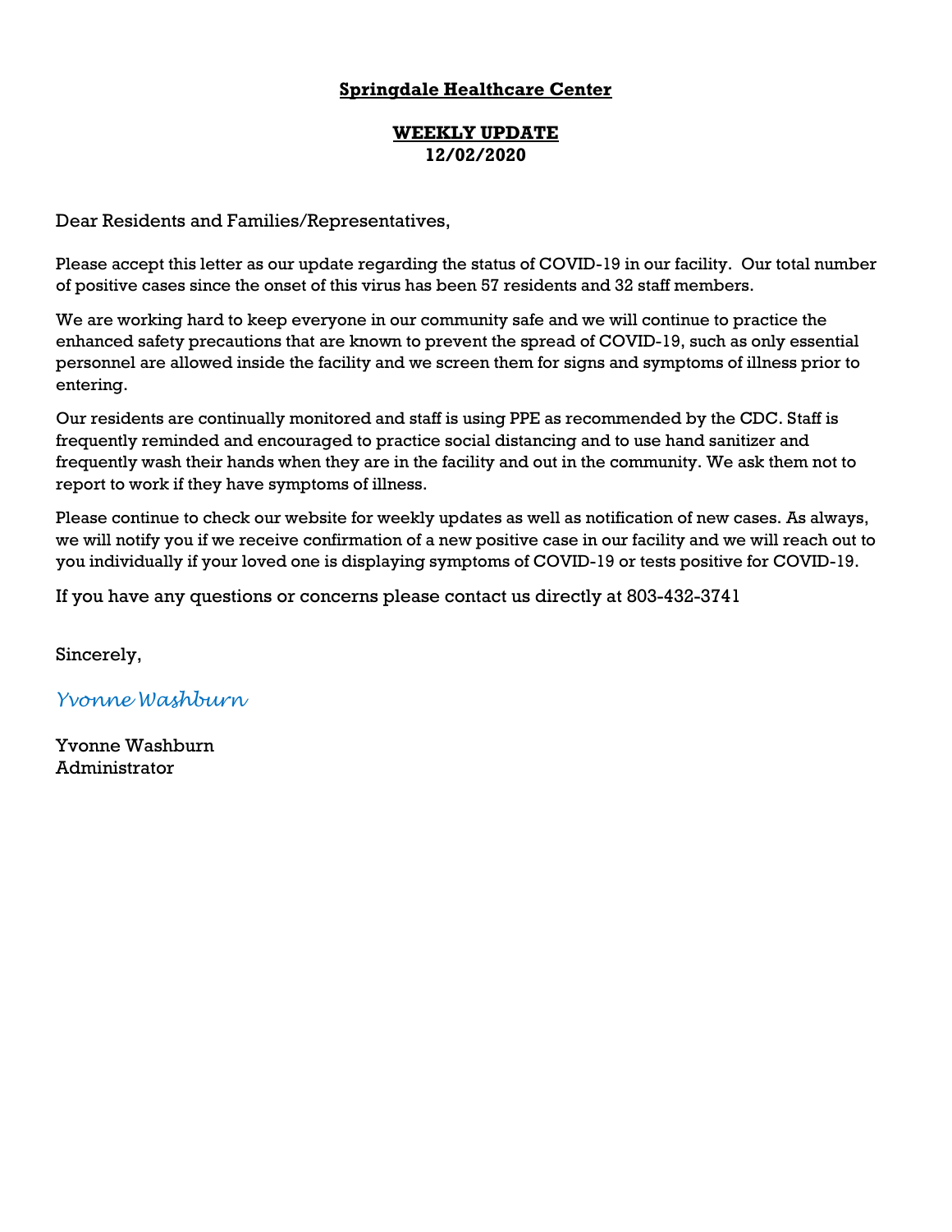**Springdale Healthcare Center**

**WEEKLY UPDATE**
**12/02/2020**

Dear Residents and Families/Representatives,

Please accept this letter as our update regarding the status of COVID-19 in our facility. Our total number of positive cases since the onset of this virus has been 57 residents and 32 staff members.

We are working hard to keep everyone in our community safe and we will continue to practice the enhanced safety precautions that are known to prevent the spread of COVID-19, such as only essential personnel are allowed inside the facility and we screen them for signs and symptoms of illness prior to entering.

Our residents are continually monitored and staff is using PPE as recommended by the CDC. Staff is frequently reminded and encouraged to practice social distancing and to use hand sanitizer and frequently wash their hands when they are in the facility and out in the community. We ask them not to report to work if they have symptoms of illness.

Please continue to check our website for weekly updates as well as notification of new cases. As always, we will notify you if we receive confirmation of a new positive case in our facility and we will reach out to you individually if your loved one is displaying symptoms of COVID-19 or tests positive for COVID-19.

If you have any questions or concerns please contact us directly at 803-432-3741

Sincerely,

*Yvonne Washburn*

Yvonne Washburn
Administrator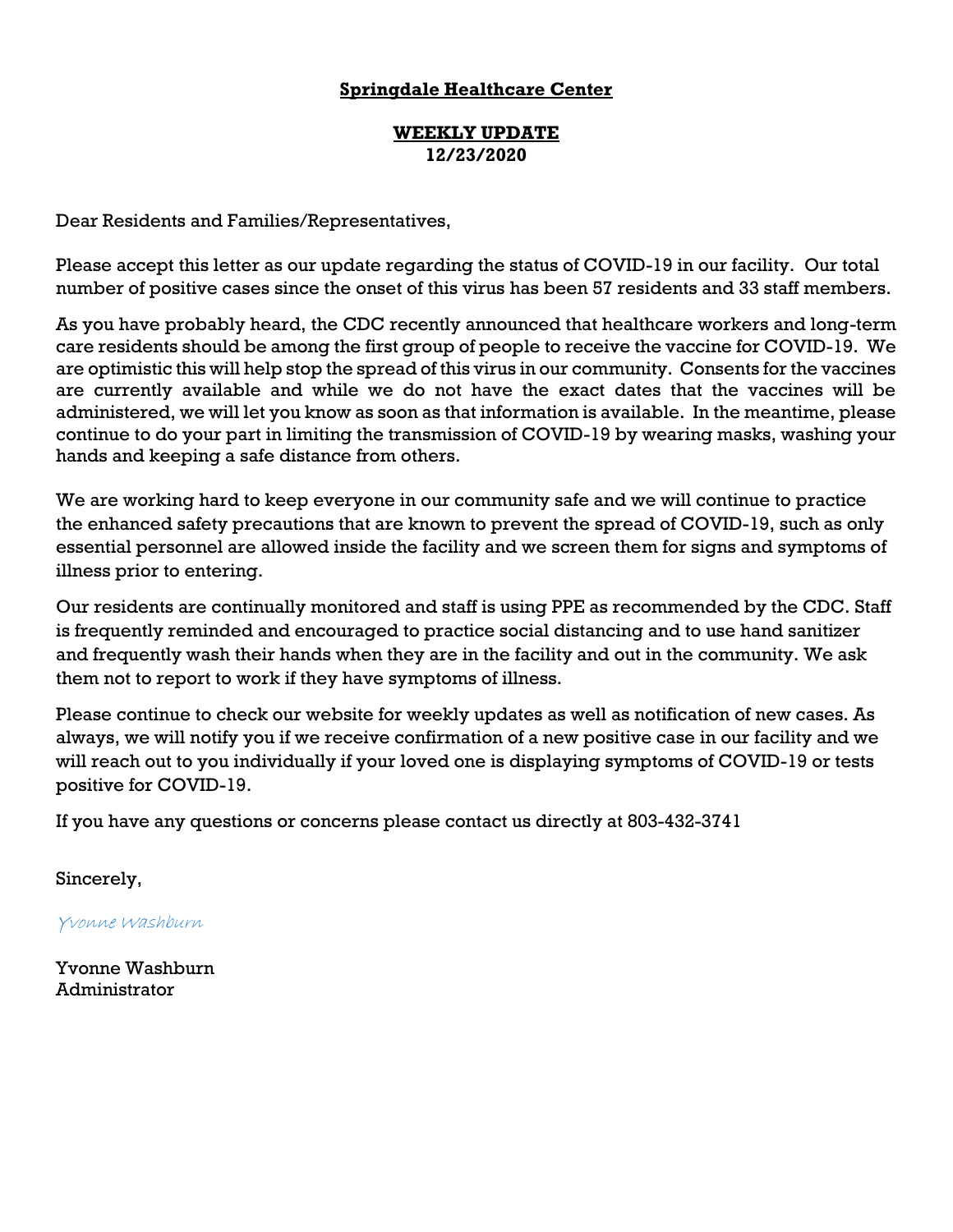**Springdale Healthcare Center**

**WEEKLY UPDATE**
**12/23/2020**

Dear Residents and Families/Representatives,

Please accept this letter as our update regarding the status of COVID-19 in our facility. Our total number of positive cases since the onset of this virus has been 57 residents and 33 staff members.

As you have probably heard, the CDC recently announced that healthcare workers and long-term care residents should be among the first group of people to receive the vaccine for COVID-19. We are optimistic this will help stop the spread of this virus in our community. Consents for the vaccines are currently available and while we do not have the exact dates that the vaccines will be administered, we will let you know as soon as that information is available. In the meantime, please continue to do your part in limiting the transmission of COVID-19 by wearing masks, washing your hands and keeping a safe distance from others.

We are working hard to keep everyone in our community safe and we will continue to practice the enhanced safety precautions that are known to prevent the spread of COVID-19, such as only essential personnel are allowed inside the facility and we screen them for signs and symptoms of illness prior to entering.

Our residents are continually monitored and staff is using PPE as recommended by the CDC. Staff is frequently reminded and encouraged to practice social distancing and to use hand sanitizer and frequently wash their hands when they are in the facility and out in the community. We ask them not to report to work if they have symptoms of illness.

Please continue to check our website for weekly updates as well as notification of new cases. As always, we will notify you if we receive confirmation of a new positive case in our facility and we will reach out to you individually if your loved one is displaying symptoms of COVID-19 or tests positive for COVID-19.

If you have any questions or concerns please contact us directly at 803-432-3741

Sincerely,

*Yvonne Washburn*

Yvonne Washburn
Administrator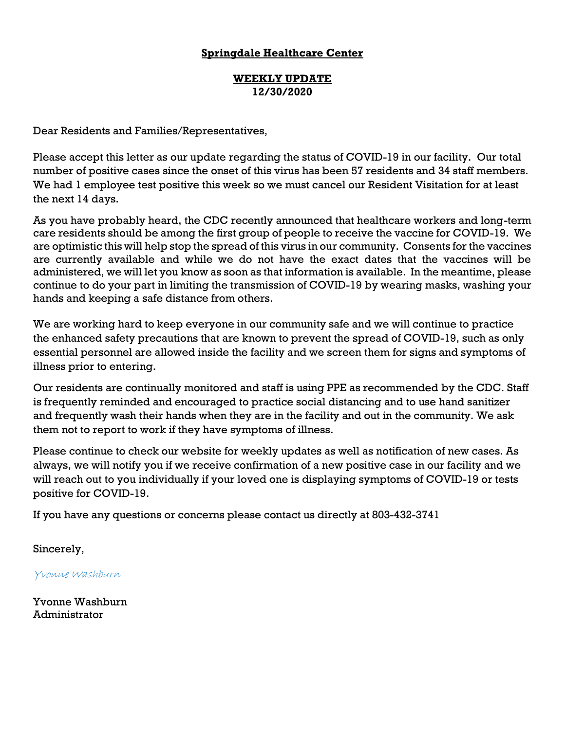**Springdale Healthcare Center**

**WEEKLY UPDATE**
**12/30/2020**

Dear Residents and Families/Representatives,

Please accept this letter as our update regarding the status of COVID-19 in our facility. Our total number of positive cases since the onset of this virus has been 57 residents and 34 staff members. We had 1 employee test positive this week so we must cancel our Resident Visitation for at least the next 14 days.

As you have probably heard, the CDC recently announced that healthcare workers and long-term care residents should be among the first group of people to receive the vaccine for COVID-19. We are optimistic this will help stop the spread of this virus in our community. Consents for the vaccines are currently available and while we do not have the exact dates that the vaccines will be administered, we will let you know as soon as that information is available. In the meantime, please continue to do your part in limiting the transmission of COVID-19 by wearing masks, washing your hands and keeping a safe distance from others.

We are working hard to keep everyone in our community safe and we will continue to practice the enhanced safety precautions that are known to prevent the spread of COVID-19, such as only essential personnel are allowed inside the facility and we screen them for signs and symptoms of illness prior to entering.

Our residents are continually monitored and staff is using PPE as recommended by the CDC. Staff is frequently reminded and encouraged to practice social distancing and to use hand sanitizer and frequently wash their hands when they are in the facility and out in the community. We ask them not to report to work if they have symptoms of illness.

Please continue to check our website for weekly updates as well as notification of new cases. As always, we will notify you if we receive confirmation of a new positive case in our facility and we will reach out to you individually if your loved one is displaying symptoms of COVID-19 or tests positive for COVID-19.

If you have any questions or concerns please contact us directly at 803-432-3741

Sincerely,

*Yvonne Washburn*

Yvonne Washburn
Administrator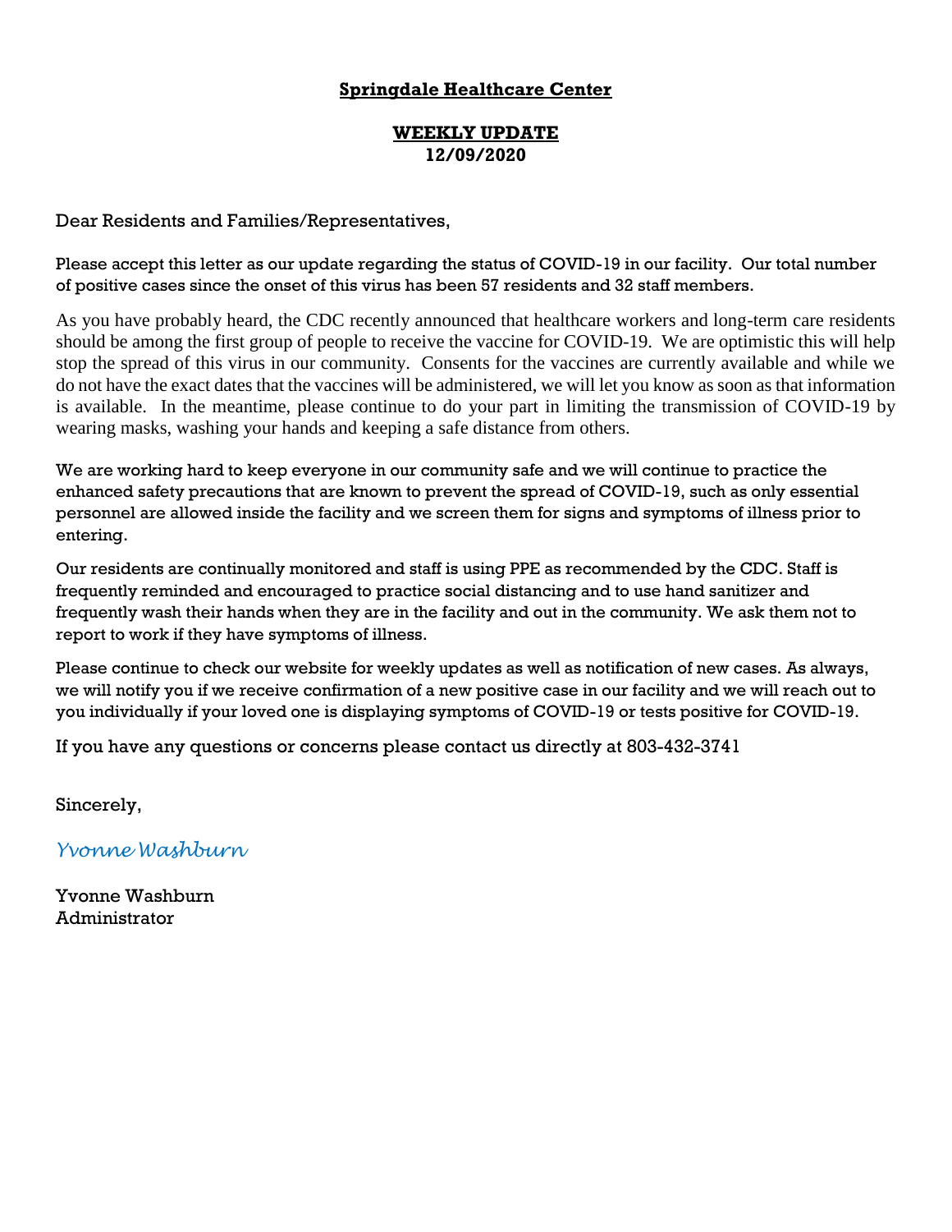# Springdale Healthcare Center

## WEEKLY UPDATE
**12/09/2020**

Dear Residents and Families/Representatives,

Please accept this letter as our update regarding the status of COVID-19 in our facility. Our total number of positive cases since the onset of this virus has been 57 residents and 32 staff members.

As you have probably heard, the CDC recently announced that healthcare workers and long-term care residents should be among the first group of people to receive the vaccine for COVID-19. We are optimistic this will help stop the spread of this virus in our community. Consents for the vaccines are currently available and while we do not have the exact dates that the vaccines will be administered, we will let you know as soon as that information is available. In the meantime, please continue to do your part in limiting the transmission of COVID-19 by wearing masks, washing your hands and keeping a safe distance from others.

We are working hard to keep everyone in our community safe and we will continue to practice the enhanced safety precautions that are known to prevent the spread of COVID-19, such as only essential personnel are allowed inside the facility and we screen them for signs and symptoms of illness prior to entering.

Our residents are continually monitored and staff is using PPE as recommended by the CDC. Staff is frequently reminded and encouraged to practice social distancing and to use hand sanitizer and frequently wash their hands when they are in the facility and out in the community. We ask them not to report to work if they have symptoms of illness.

Please continue to check our website for weekly updates as well as notification of new cases. As always, we will notify you if we receive confirmation of a new positive case in our facility and we will reach out to you individually if your loved one is displaying symptoms of COVID-19 or tests positive for COVID-19.

If you have any questions or concerns please contact us directly at 803-432-3741

Sincerely,

*Yvonne Washburn*

Yvonne Washburn
Administrator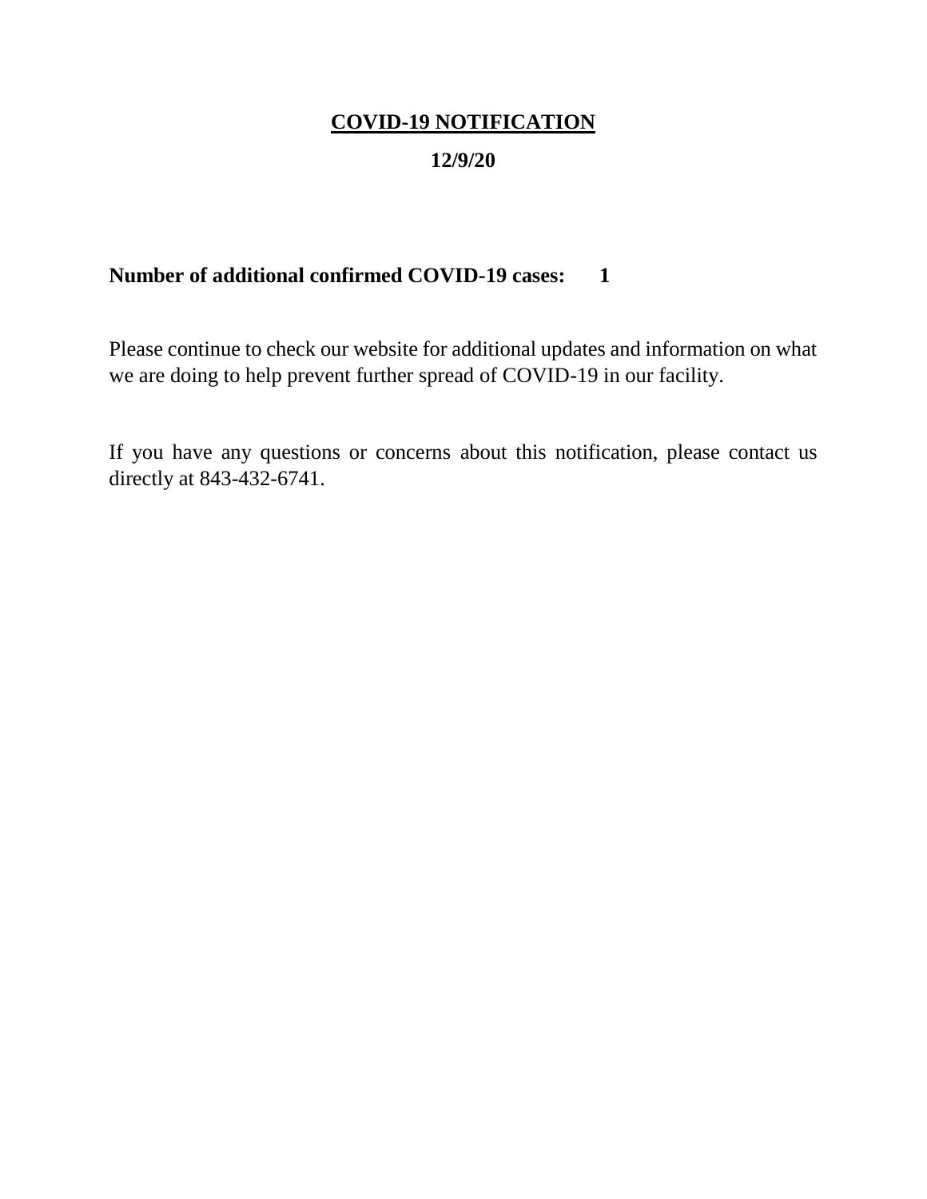# COVID-19 NOTIFICATION

**12/9/20**

**Number of additional confirmed COVID-19 cases: 1**

Please continue to check our website for additional updates and information on what we are doing to help prevent further spread of COVID-19 in our facility.

If you have any questions or concerns about this notification, please contact us directly at 843-432-6741.